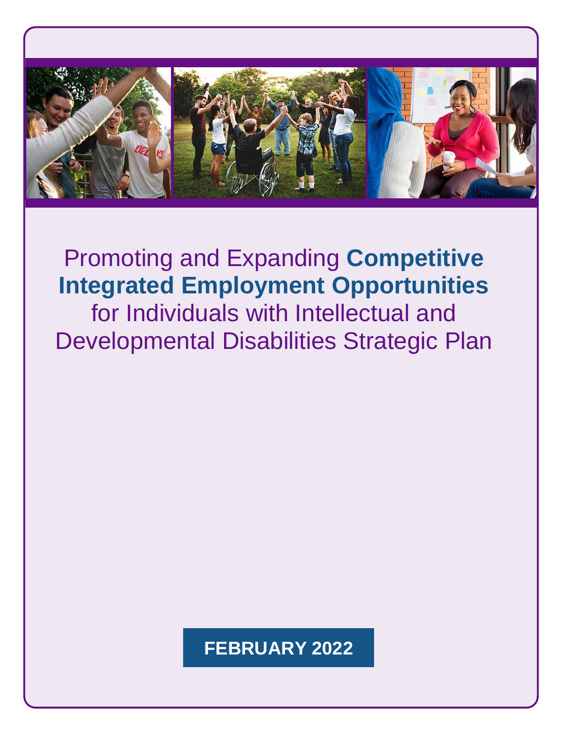# Promoting and Expanding **Competitive Integrated Employment Opportunities** for Individuals with Intellectual and Developmental Disabilities Strategic Plan

**FEBRUARY 2022**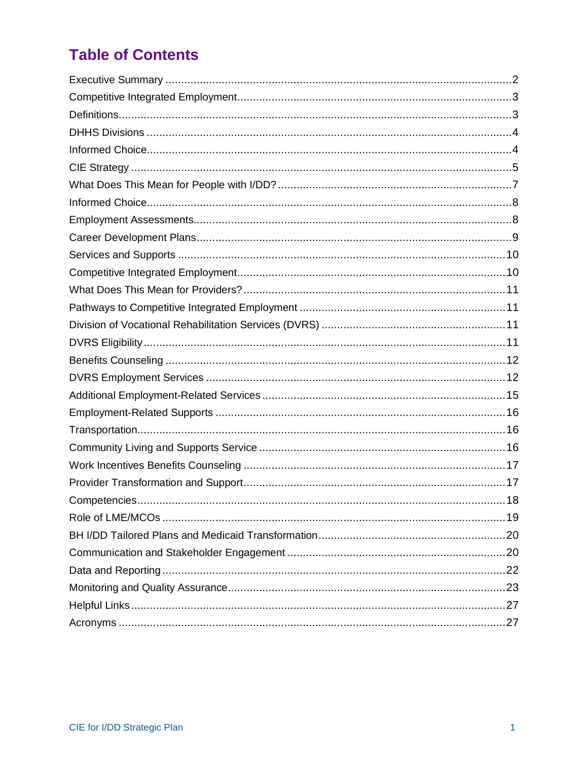# Table of Contents

Executive Summary ..... 2
Competitive Integrated Employment ..... 3
Definitions ..... 3
DHHS Divisions ..... 4
Informed Choice ..... 4
CIE Strategy ..... 5
What Does This Mean for People with I/DD? ..... 7
Informed Choice ..... 8
Employment Assessments ..... 8
Career Development Plans ..... 9
Services and Supports ..... 10
Competitive Integrated Employment ..... 10
What Does This Mean for Providers? ..... 11
Pathways to Competitive Integrated Employment ..... 11
Division of Vocational Rehabilitation Services (DVRS) ..... 11
DVRS Eligibility ..... 11
Benefits Counseling ..... 12
DVRS Employment Services ..... 12
Additional Employment-Related Services ..... 15
Employment-Related Supports ..... 16
Transportation ..... 16
Community Living and Supports Service ..... 16
Work Incentives Benefits Counseling ..... 17
Provider Transformation and Support ..... 17
Competencies ..... 18
Role of LME/MCOs ..... 19
BH I/DD Tailored Plans and Medicaid Transformation ..... 20
Communication and Stakeholder Engagement ..... 20
Data and Reporting ..... 22
Monitoring and Quality Assurance ..... 23
Helpful Links ..... 27
Acronyms ..... 27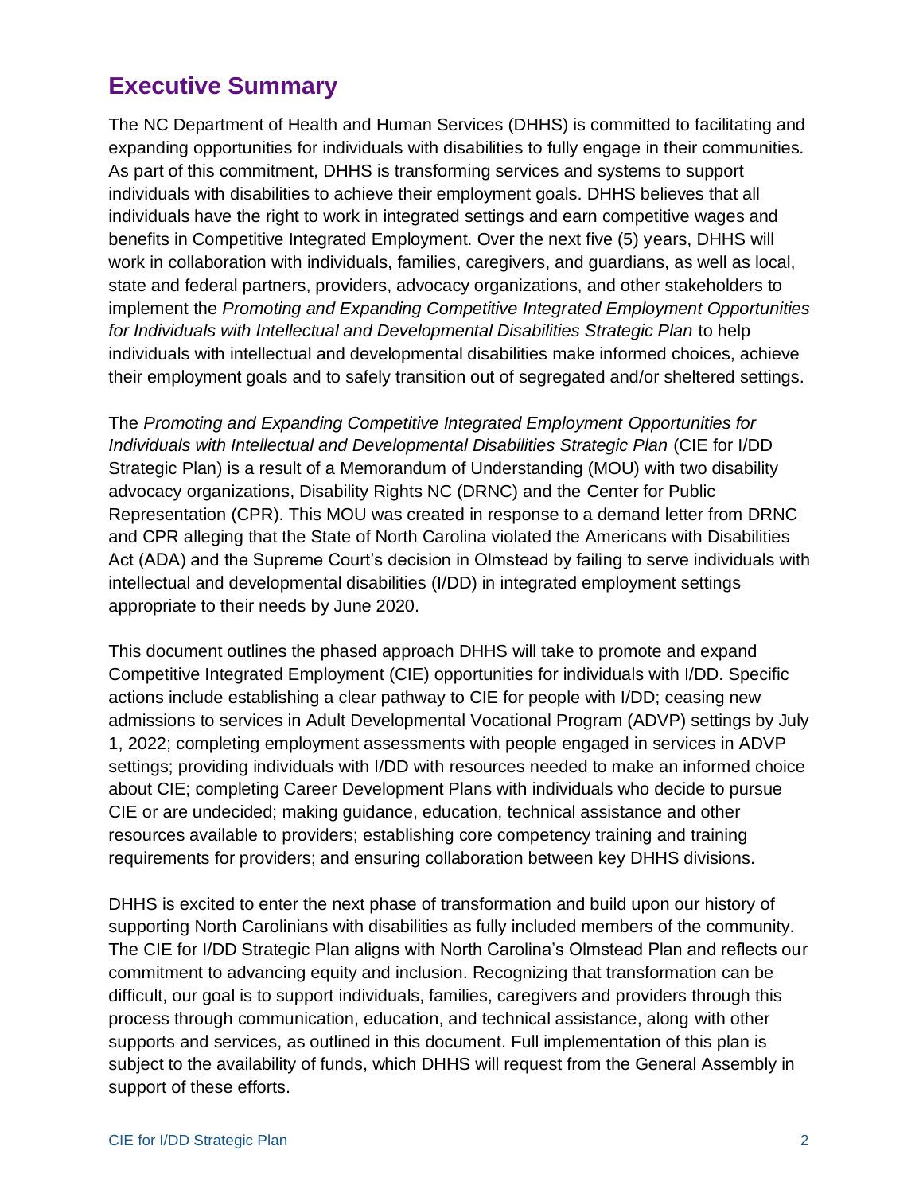## Executive Summary

The NC Department of Health and Human Services (DHHS) is committed to facilitating and expanding opportunities for individuals with disabilities to fully engage in their communities. As part of this commitment, DHHS is transforming services and systems to support individuals with disabilities to achieve their employment goals. DHHS believes that all individuals have the right to work in integrated settings and earn competitive wages and benefits in Competitive Integrated Employment. Over the next five (5) years, DHHS will work in collaboration with individuals, families, caregivers, and guardians, as well as local, state and federal partners, providers, advocacy organizations, and other stakeholders to implement the *Promoting and Expanding Competitive Integrated Employment Opportunities for Individuals with Intellectual and Developmental Disabilities Strategic Plan* to help individuals with intellectual and developmental disabilities make informed choices, achieve their employment goals and to safely transition out of segregated and/or sheltered settings.

The *Promoting and Expanding Competitive Integrated Employment Opportunities for Individuals with Intellectual and Developmental Disabilities Strategic Plan* (CIE for I/DD Strategic Plan) is a result of a Memorandum of Understanding (MOU) with two disability advocacy organizations, Disability Rights NC (DRNC) and the Center for Public Representation (CPR). This MOU was created in response to a demand letter from DRNC and CPR alleging that the State of North Carolina violated the Americans with Disabilities Act (ADA) and the Supreme Court's decision in Olmstead by failing to serve individuals with intellectual and developmental disabilities (I/DD) in integrated employment settings appropriate to their needs by June 2020.

This document outlines the phased approach DHHS will take to promote and expand Competitive Integrated Employment (CIE) opportunities for individuals with I/DD. Specific actions include establishing a clear pathway to CIE for people with I/DD; ceasing new admissions to services in Adult Developmental Vocational Program (ADVP) settings by July 1, 2022; completing employment assessments with people engaged in services in ADVP settings; providing individuals with I/DD with resources needed to make an informed choice about CIE; completing Career Development Plans with individuals who decide to pursue CIE or are undecided; making guidance, education, technical assistance and other resources available to providers; establishing core competency training and training requirements for providers; and ensuring collaboration between key DHHS divisions.

DHHS is excited to enter the next phase of transformation and build upon our history of supporting North Carolinians with disabilities as fully included members of the community. The CIE for I/DD Strategic Plan aligns with North Carolina's Olmstead Plan and reflects our commitment to advancing equity and inclusion. Recognizing that transformation can be difficult, our goal is to support individuals, families, caregivers and providers through this process through communication, education, and technical assistance, along with other supports and services, as outlined in this document. Full implementation of this plan is subject to the availability of funds, which DHHS will request from the General Assembly in support of these efforts.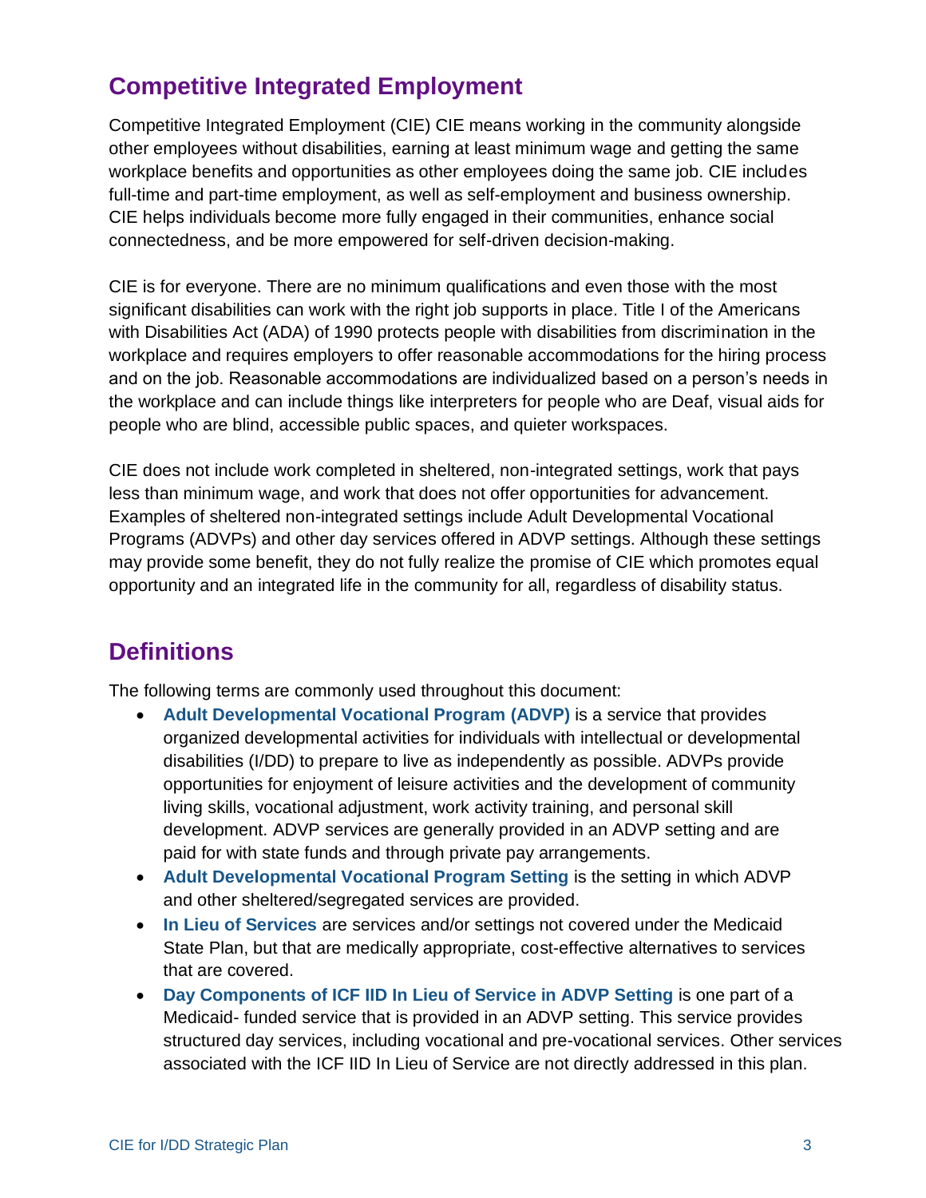## Competitive Integrated Employment

Competitive Integrated Employment (CIE) CIE means working in the community alongside other employees without disabilities, earning at least minimum wage and getting the same workplace benefits and opportunities as other employees doing the same job. CIE includes full-time and part-time employment, as well as self-employment and business ownership. CIE helps individuals become more fully engaged in their communities, enhance social connectedness, and be more empowered for self-driven decision-making.

CIE is for everyone. There are no minimum qualifications and even those with the most significant disabilities can work with the right job supports in place. Title I of the Americans with Disabilities Act (ADA) of 1990 protects people with disabilities from discrimination in the workplace and requires employers to offer reasonable accommodations for the hiring process and on the job. Reasonable accommodations are individualized based on a person's needs in the workplace and can include things like interpreters for people who are Deaf, visual aids for people who are blind, accessible public spaces, and quieter workspaces.

CIE does not include work completed in sheltered, non-integrated settings, work that pays less than minimum wage, and work that does not offer opportunities for advancement. Examples of sheltered non-integrated settings include Adult Developmental Vocational Programs (ADVPs) and other day services offered in ADVP settings. Although these settings may provide some benefit, they do not fully realize the promise of CIE which promotes equal opportunity and an integrated life in the community for all, regardless of disability status.

## Definitions

The following terms are commonly used throughout this document:

- **Adult Developmental Vocational Program (ADVP)** is a service that provides organized developmental activities for individuals with intellectual or developmental disabilities (I/DD) to prepare to live as independently as possible. ADVPs provide opportunities for enjoyment of leisure activities and the development of community living skills, vocational adjustment, work activity training, and personal skill development. ADVP services are generally provided in an ADVP setting and are paid for with state funds and through private pay arrangements.
- **Adult Developmental Vocational Program Setting** is the setting in which ADVP and other sheltered/segregated services are provided.
- **In Lieu of Services** are services and/or settings not covered under the Medicaid State Plan, but that are medically appropriate, cost-effective alternatives to services that are covered.
- **Day Components of ICF IID In Lieu of Service in ADVP Setting** is one part of a Medicaid- funded service that is provided in an ADVP setting. This service provides structured day services, including vocational and pre-vocational services. Other services associated with the ICF IID In Lieu of Service are not directly addressed in this plan.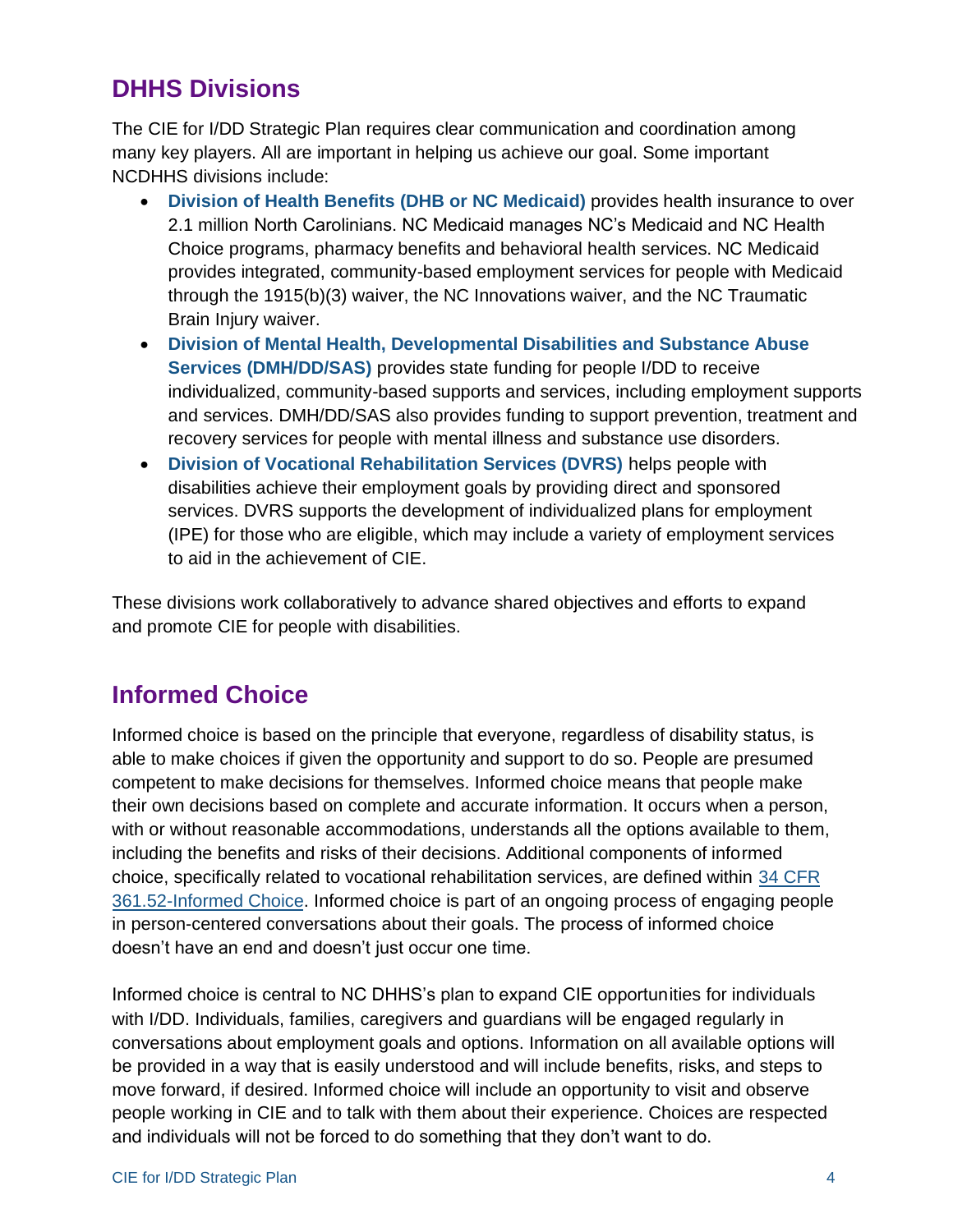## DHHS Divisions

The CIE for I/DD Strategic Plan requires clear communication and coordination among many key players. All are important in helping us achieve our goal. Some important NCDHHS divisions include:

- **Division of Health Benefits (DHB or NC Medicaid)** provides health insurance to over 2.1 million North Carolinians. NC Medicaid manages NC's Medicaid and NC Health Choice programs, pharmacy benefits and behavioral health services. NC Medicaid provides integrated, community-based employment services for people with Medicaid through the 1915(b)(3) waiver, the NC Innovations waiver, and the NC Traumatic Brain Injury waiver.
- **Division of Mental Health, Developmental Disabilities and Substance Abuse Services (DMH/DD/SAS)** provides state funding for people I/DD to receive individualized, community-based supports and services, including employment supports and services. DMH/DD/SAS also provides funding to support prevention, treatment and recovery services for people with mental illness and substance use disorders.
- **Division of Vocational Rehabilitation Services (DVRS)** helps people with disabilities achieve their employment goals by providing direct and sponsored services. DVRS supports the development of individualized plans for employment (IPE) for those who are eligible, which may include a variety of employment services to aid in the achievement of CIE.

These divisions work collaboratively to advance shared objectives and efforts to expand and promote CIE for people with disabilities.

## Informed Choice

Informed choice is based on the principle that everyone, regardless of disability status, is able to make choices if given the opportunity and support to do so. People are presumed competent to make decisions for themselves. Informed choice means that people make their own decisions based on complete and accurate information. It occurs when a person, with or without reasonable accommodations, understands all the options available to them, including the benefits and risks of their decisions. Additional components of informed choice, specifically related to vocational rehabilitation services, are defined within 34 CFR 361.52-Informed Choice. Informed choice is part of an ongoing process of engaging people in person-centered conversations about their goals. The process of informed choice doesn't have an end and doesn't just occur one time.

Informed choice is central to NC DHHS's plan to expand CIE opportunities for individuals with I/DD. Individuals, families, caregivers and guardians will be engaged regularly in conversations about employment goals and options. Information on all available options will be provided in a way that is easily understood and will include benefits, risks, and steps to move forward, if desired. Informed choice will include an opportunity to visit and observe people working in CIE and to talk with them about their experience. Choices are respected and individuals will not be forced to do something that they don't want to do.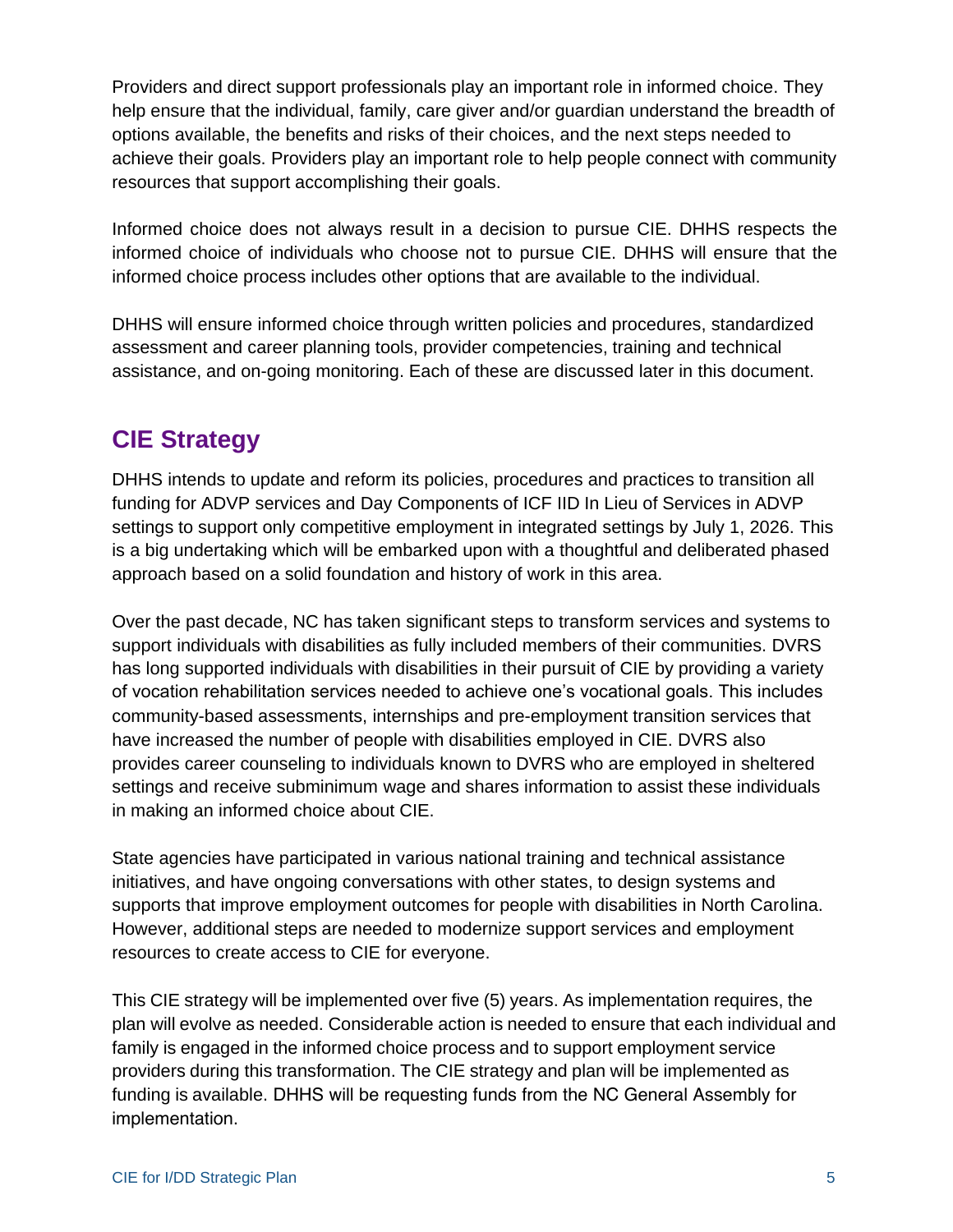Providers and direct support professionals play an important role in informed choice. They help ensure that the individual, family, care giver and/or guardian understand the breadth of options available, the benefits and risks of their choices, and the next steps needed to achieve their goals. Providers play an important role to help people connect with community resources that support accomplishing their goals.

Informed choice does not always result in a decision to pursue CIE. DHHS respects the informed choice of individuals who choose not to pursue CIE. DHHS will ensure that the informed choice process includes other options that are available to the individual.

DHHS will ensure informed choice through written policies and procedures, standardized assessment and career planning tools, provider competencies, training and technical assistance, and on-going monitoring. Each of these are discussed later in this document.

## CIE Strategy

DHHS intends to update and reform its policies, procedures and practices to transition all funding for ADVP services and Day Components of ICF IID In Lieu of Services in ADVP settings to support only competitive employment in integrated settings by July 1, 2026. This is a big undertaking which will be embarked upon with a thoughtful and deliberated phased approach based on a solid foundation and history of work in this area.

Over the past decade, NC has taken significant steps to transform services and systems to support individuals with disabilities as fully included members of their communities. DVRS has long supported individuals with disabilities in their pursuit of CIE by providing a variety of vocation rehabilitation services needed to achieve one's vocational goals. This includes community-based assessments, internships and pre-employment transition services that have increased the number of people with disabilities employed in CIE. DVRS also provides career counseling to individuals known to DVRS who are employed in sheltered settings and receive subminimum wage and shares information to assist these individuals in making an informed choice about CIE.

State agencies have participated in various national training and technical assistance initiatives, and have ongoing conversations with other states, to design systems and supports that improve employment outcomes for people with disabilities in North Carolina. However, additional steps are needed to modernize support services and employment resources to create access to CIE for everyone.

This CIE strategy will be implemented over five (5) years. As implementation requires, the plan will evolve as needed. Considerable action is needed to ensure that each individual and family is engaged in the informed choice process and to support employment service providers during this transformation. The CIE strategy and plan will be implemented as funding is available. DHHS will be requesting funds from the NC General Assembly for implementation.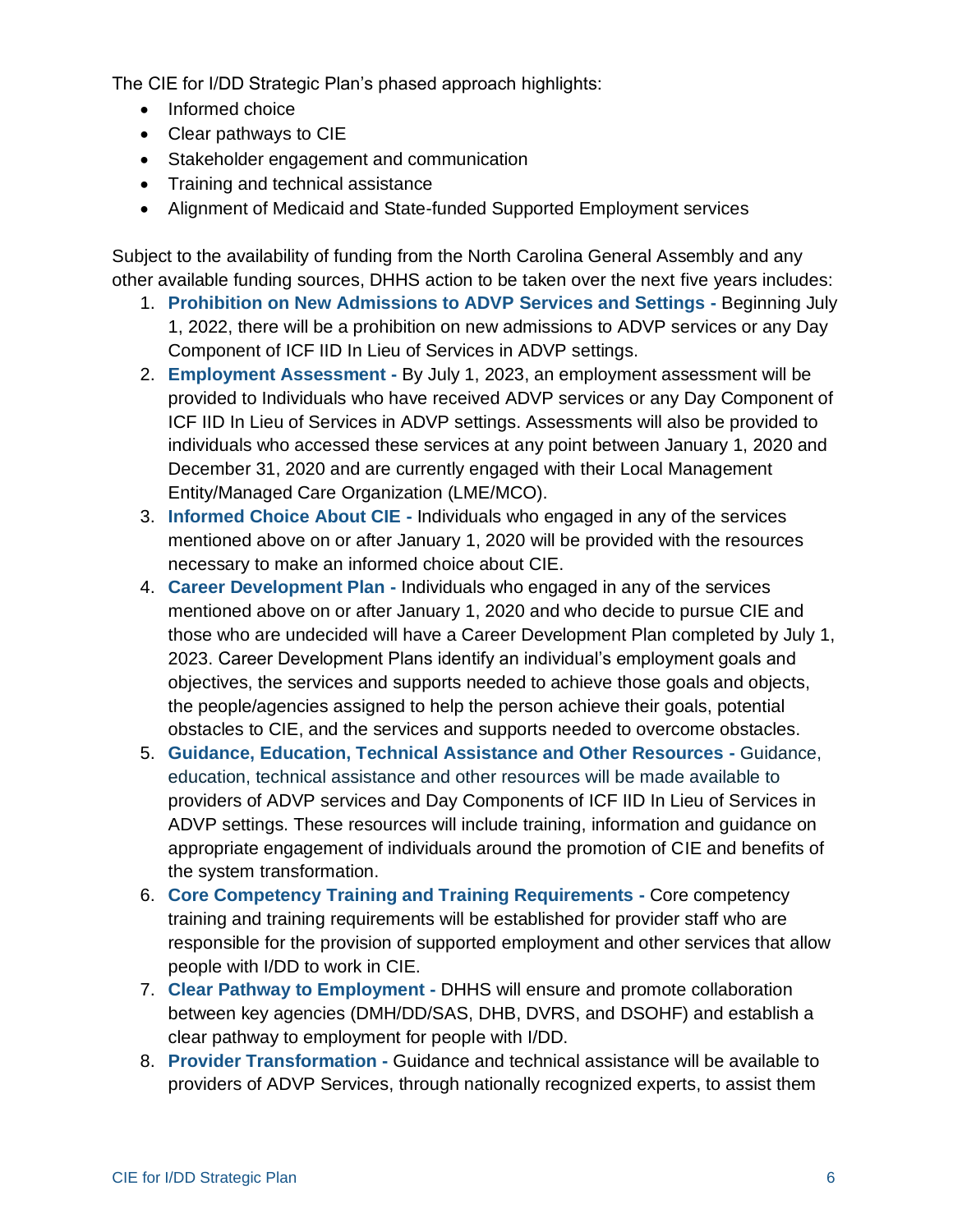The CIE for I/DD Strategic Plan's phased approach highlights:

- Informed choice
- Clear pathways to CIE
- Stakeholder engagement and communication
- Training and technical assistance
- Alignment of Medicaid and State-funded Supported Employment services

Subject to the availability of funding from the North Carolina General Assembly and any other available funding sources, DHHS action to be taken over the next five years includes:

1. **Prohibition on New Admissions to ADVP Services and Settings -** Beginning July 1, 2022, there will be a prohibition on new admissions to ADVP services or any Day Component of ICF IID In Lieu of Services in ADVP settings.
2. **Employment Assessment -** By July 1, 2023, an employment assessment will be provided to Individuals who have received ADVP services or any Day Component of ICF IID In Lieu of Services in ADVP settings. Assessments will also be provided to individuals who accessed these services at any point between January 1, 2020 and December 31, 2020 and are currently engaged with their Local Management Entity/Managed Care Organization (LME/MCO).
3. **Informed Choice About CIE -** Individuals who engaged in any of the services mentioned above on or after January 1, 2020 will be provided with the resources necessary to make an informed choice about CIE.
4. **Career Development Plan -** Individuals who engaged in any of the services mentioned above on or after January 1, 2020 and who decide to pursue CIE and those who are undecided will have a Career Development Plan completed by July 1, 2023. Career Development Plans identify an individual's employment goals and objectives, the services and supports needed to achieve those goals and objects, the people/agencies assigned to help the person achieve their goals, potential obstacles to CIE, and the services and supports needed to overcome obstacles.
5. **Guidance, Education, Technical Assistance and Other Resources -** Guidance, education, technical assistance and other resources will be made available to providers of ADVP services and Day Components of ICF IID In Lieu of Services in ADVP settings. These resources will include training, information and guidance on appropriate engagement of individuals around the promotion of CIE and benefits of the system transformation.
6. **Core Competency Training and Training Requirements -** Core competency training and training requirements will be established for provider staff who are responsible for the provision of supported employment and other services that allow people with I/DD to work in CIE.
7. **Clear Pathway to Employment -** DHHS will ensure and promote collaboration between key agencies (DMH/DD/SAS, DHB, DVRS, and DSOHF) and establish a clear pathway to employment for people with I/DD.
8. **Provider Transformation -** Guidance and technical assistance will be available to providers of ADVP Services, through nationally recognized experts, to assist them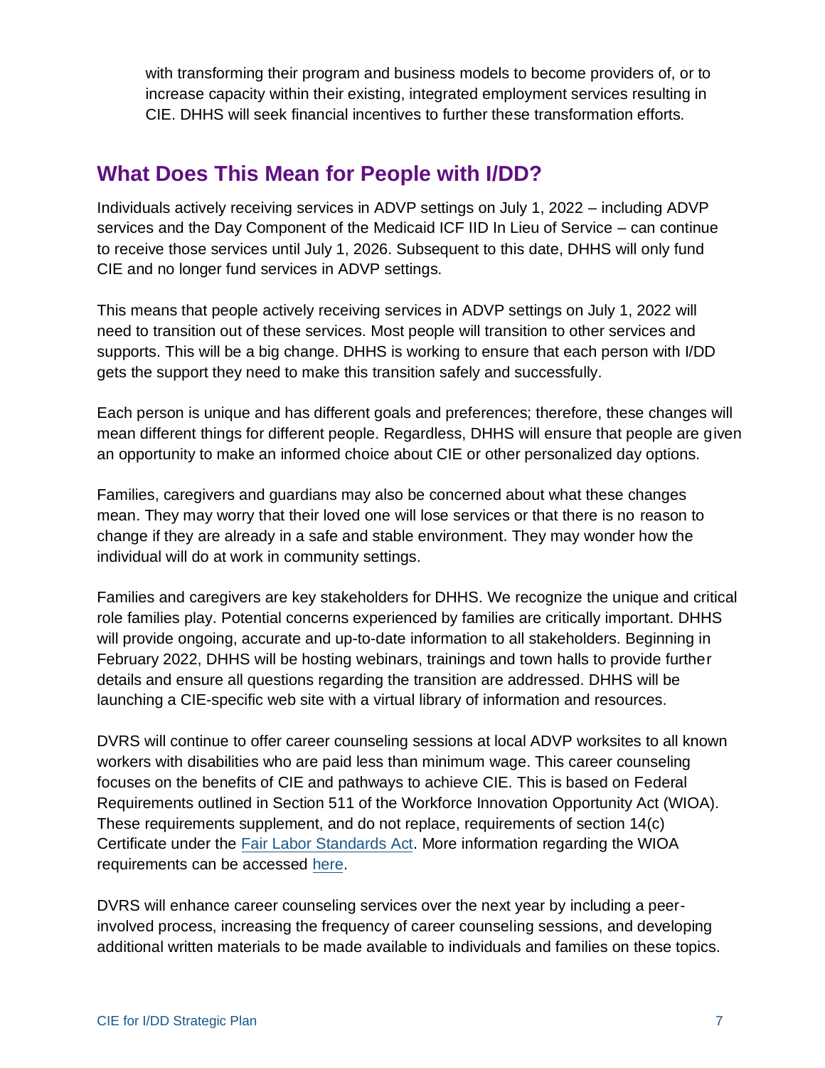with transforming their program and business models to become providers of, or to increase capacity within their existing, integrated employment services resulting in CIE. DHHS will seek financial incentives to further these transformation efforts.

## What Does This Mean for People with I/DD?

Individuals actively receiving services in ADVP settings on July 1, 2022 – including ADVP services and the Day Component of the Medicaid ICF IID In Lieu of Service – can continue to receive those services until July 1, 2026. Subsequent to this date, DHHS will only fund CIE and no longer fund services in ADVP settings.

This means that people actively receiving services in ADVP settings on July 1, 2022 will need to transition out of these services. Most people will transition to other services and supports. This will be a big change. DHHS is working to ensure that each person with I/DD gets the support they need to make this transition safely and successfully.

Each person is unique and has different goals and preferences; therefore, these changes will mean different things for different people. Regardless, DHHS will ensure that people are given an opportunity to make an informed choice about CIE or other personalized day options.

Families, caregivers and guardians may also be concerned about what these changes mean. They may worry that their loved one will lose services or that there is no reason to change if they are already in a safe and stable environment. They may wonder how the individual will do at work in community settings.

Families and caregivers are key stakeholders for DHHS. We recognize the unique and critical role families play. Potential concerns experienced by families are critically important. DHHS will provide ongoing, accurate and up-to-date information to all stakeholders. Beginning in February 2022, DHHS will be hosting webinars, trainings and town halls to provide further details and ensure all questions regarding the transition are addressed. DHHS will be launching a CIE-specific web site with a virtual library of information and resources.

DVRS will continue to offer career counseling sessions at local ADVP worksites to all known workers with disabilities who are paid less than minimum wage. This career counseling focuses on the benefits of CIE and pathways to achieve CIE. This is based on Federal Requirements outlined in Section 511 of the Workforce Innovation Opportunity Act (WIOA). These requirements supplement, and do not replace, requirements of section 14(c) Certificate under the Fair Labor Standards Act. More information regarding the WIOA requirements can be accessed here.

DVRS will enhance career counseling services over the next year by including a peer-involved process, increasing the frequency of career counseling sessions, and developing additional written materials to be made available to individuals and families on these topics.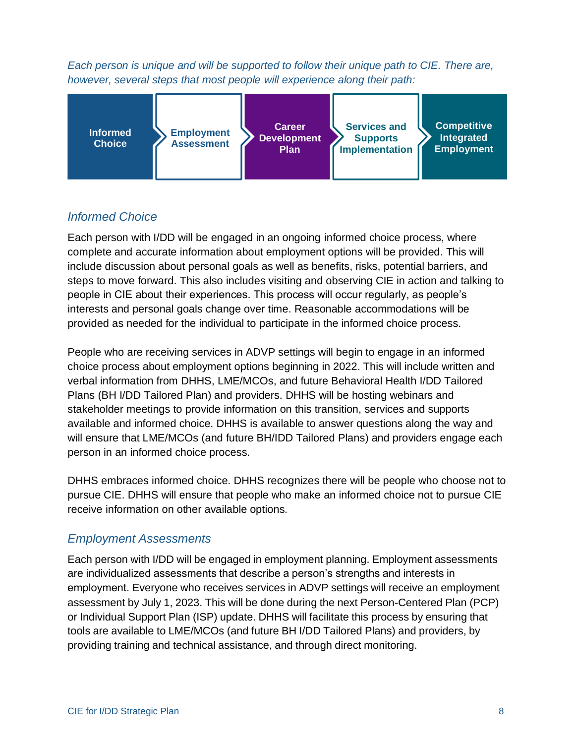*Each person is unique and will be supported to follow their unique path to CIE. There are, however, several steps that most people will experience along their path:*

Informed Choice → Employment Assessment → Career Development Plan → Services and Supports Implementation → Competitive Integrated Employment

## *Informed Choice*

Each person with I/DD will be engaged in an ongoing informed choice process, where complete and accurate information about employment options will be provided. This will include discussion about personal goals as well as benefits, risks, potential barriers, and steps to move forward. This also includes visiting and observing CIE in action and talking to people in CIE about their experiences. This process will occur regularly, as people's interests and personal goals change over time. Reasonable accommodations will be provided as needed for the individual to participate in the informed choice process.

People who are receiving services in ADVP settings will begin to engage in an informed choice process about employment options beginning in 2022. This will include written and verbal information from DHHS, LME/MCOs, and future Behavioral Health I/DD Tailored Plans (BH I/DD Tailored Plan) and providers. DHHS will be hosting webinars and stakeholder meetings to provide information on this transition, services and supports available and informed choice. DHHS is available to answer questions along the way and will ensure that LME/MCOs (and future BH/IDD Tailored Plans) and providers engage each person in an informed choice process.

DHHS embraces informed choice. DHHS recognizes there will be people who choose not to pursue CIE. DHHS will ensure that people who make an informed choice not to pursue CIE receive information on other available options.

## *Employment Assessments*

Each person with I/DD will be engaged in employment planning. Employment assessments are individualized assessments that describe a person's strengths and interests in employment. Everyone who receives services in ADVP settings will receive an employment assessment by July 1, 2023. This will be done during the next Person-Centered Plan (PCP) or Individual Support Plan (ISP) update. DHHS will facilitate this process by ensuring that tools are available to LME/MCOs (and future BH I/DD Tailored Plans) and providers, by providing training and technical assistance, and through direct monitoring.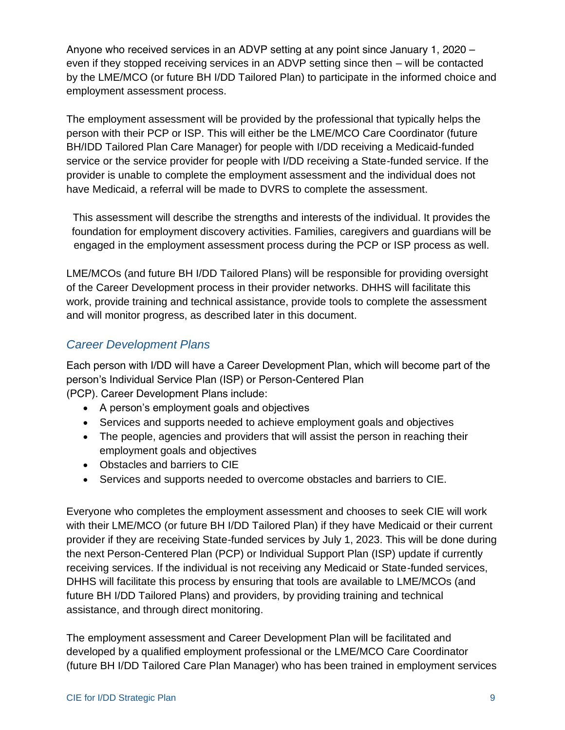Anyone who received services in an ADVP setting at any point since January 1, 2020 – even if they stopped receiving services in an ADVP setting since then – will be contacted by the LME/MCO (or future BH I/DD Tailored Plan) to participate in the informed choice and employment assessment process.

The employment assessment will be provided by the professional that typically helps the person with their PCP or ISP. This will either be the LME/MCO Care Coordinator (future BH/IDD Tailored Plan Care Manager) for people with I/DD receiving a Medicaid-funded service or the service provider for people with I/DD receiving a State-funded service. If the provider is unable to complete the employment assessment and the individual does not have Medicaid, a referral will be made to DVRS to complete the assessment.

This assessment will describe the strengths and interests of the individual. It provides the foundation for employment discovery activities. Families, caregivers and guardians will be engaged in the employment assessment process during the PCP or ISP process as well.

LME/MCOs (and future BH I/DD Tailored Plans) will be responsible for providing oversight of the Career Development process in their provider networks. DHHS will facilitate this work, provide training and technical assistance, provide tools to complete the assessment and will monitor progress, as described later in this document.

### *Career Development Plans*

Each person with I/DD will have a Career Development Plan, which will become part of the person's Individual Service Plan (ISP) or Person-Centered Plan (PCP). Career Development Plans include:

- A person's employment goals and objectives
- Services and supports needed to achieve employment goals and objectives
- The people, agencies and providers that will assist the person in reaching their employment goals and objectives
- Obstacles and barriers to CIE
- Services and supports needed to overcome obstacles and barriers to CIE.

Everyone who completes the employment assessment and chooses to seek CIE will work with their LME/MCO (or future BH I/DD Tailored Plan) if they have Medicaid or their current provider if they are receiving State-funded services by July 1, 2023. This will be done during the next Person-Centered Plan (PCP) or Individual Support Plan (ISP) update if currently receiving services. If the individual is not receiving any Medicaid or State-funded services, DHHS will facilitate this process by ensuring that tools are available to LME/MCOs (and future BH I/DD Tailored Plans) and providers, by providing training and technical assistance, and through direct monitoring.

The employment assessment and Career Development Plan will be facilitated and developed by a qualified employment professional or the LME/MCO Care Coordinator (future BH I/DD Tailored Care Plan Manager) who has been trained in employment services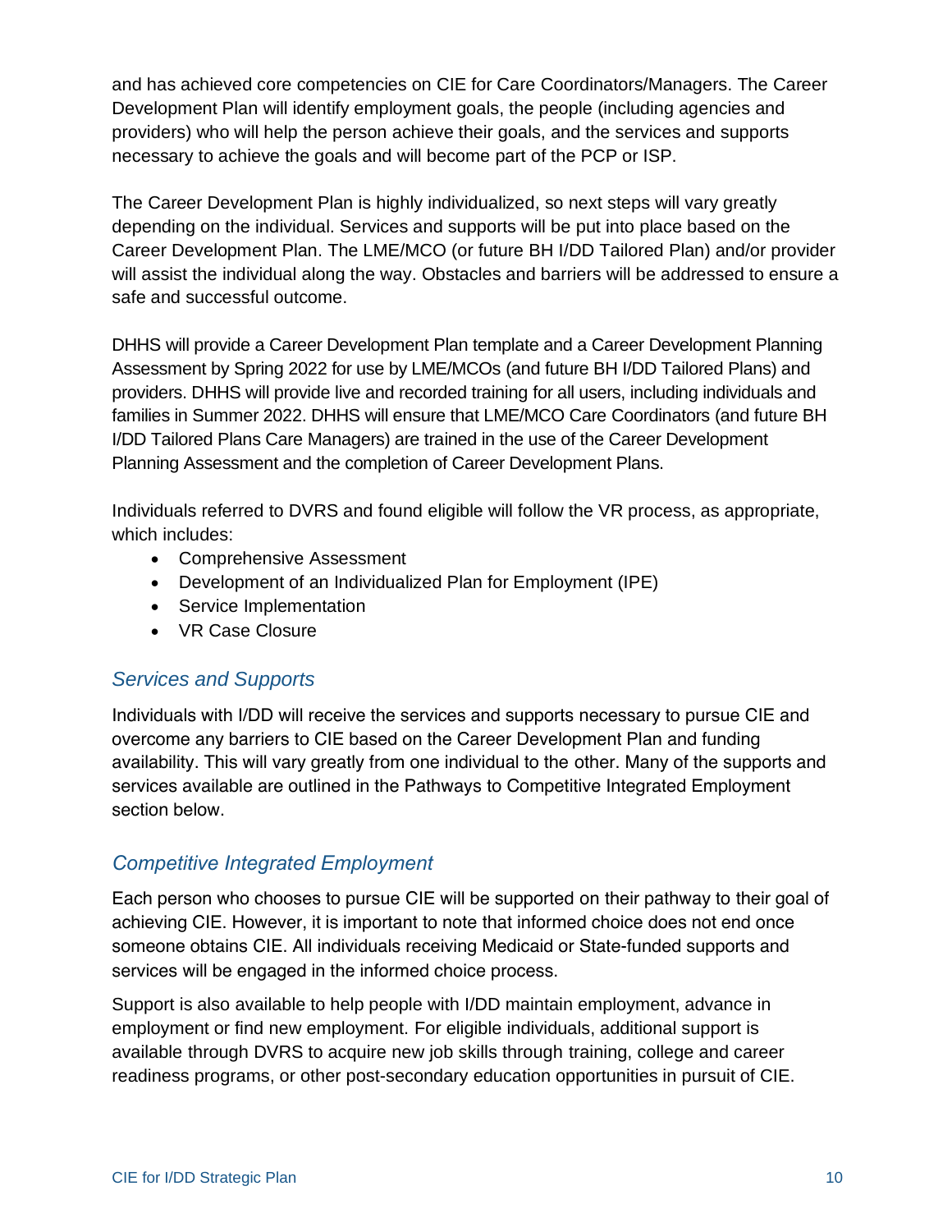and has achieved core competencies on CIE for Care Coordinators/Managers. The Career Development Plan will identify employment goals, the people (including agencies and providers) who will help the person achieve their goals, and the services and supports necessary to achieve the goals and will become part of the PCP or ISP.

The Career Development Plan is highly individualized, so next steps will vary greatly depending on the individual. Services and supports will be put into place based on the Career Development Plan. The LME/MCO (or future BH I/DD Tailored Plan) and/or provider will assist the individual along the way. Obstacles and barriers will be addressed to ensure a safe and successful outcome.

DHHS will provide a Career Development Plan template and a Career Development Planning Assessment by Spring 2022 for use by LME/MCOs (and future BH I/DD Tailored Plans) and providers. DHHS will provide live and recorded training for all users, including individuals and families in Summer 2022. DHHS will ensure that LME/MCO Care Coordinators (and future BH I/DD Tailored Plans Care Managers) are trained in the use of the Career Development Planning Assessment and the completion of Career Development Plans.

Individuals referred to DVRS and found eligible will follow the VR process, as appropriate, which includes:

- Comprehensive Assessment
- Development of an Individualized Plan for Employment (IPE)
- Service Implementation
- VR Case Closure

### *Services and Supports*

Individuals with I/DD will receive the services and supports necessary to pursue CIE and overcome any barriers to CIE based on the Career Development Plan and funding availability. This will vary greatly from one individual to the other. Many of the supports and services available are outlined in the Pathways to Competitive Integrated Employment section below.

### *Competitive Integrated Employment*

Each person who chooses to pursue CIE will be supported on their pathway to their goal of achieving CIE. However, it is important to note that informed choice does not end once someone obtains CIE. All individuals receiving Medicaid or State-funded supports and services will be engaged in the informed choice process.

Support is also available to help people with I/DD maintain employment, advance in employment or find new employment. For eligible individuals, additional support is available through DVRS to acquire new job skills through training, college and career readiness programs, or other post-secondary education opportunities in pursuit of CIE.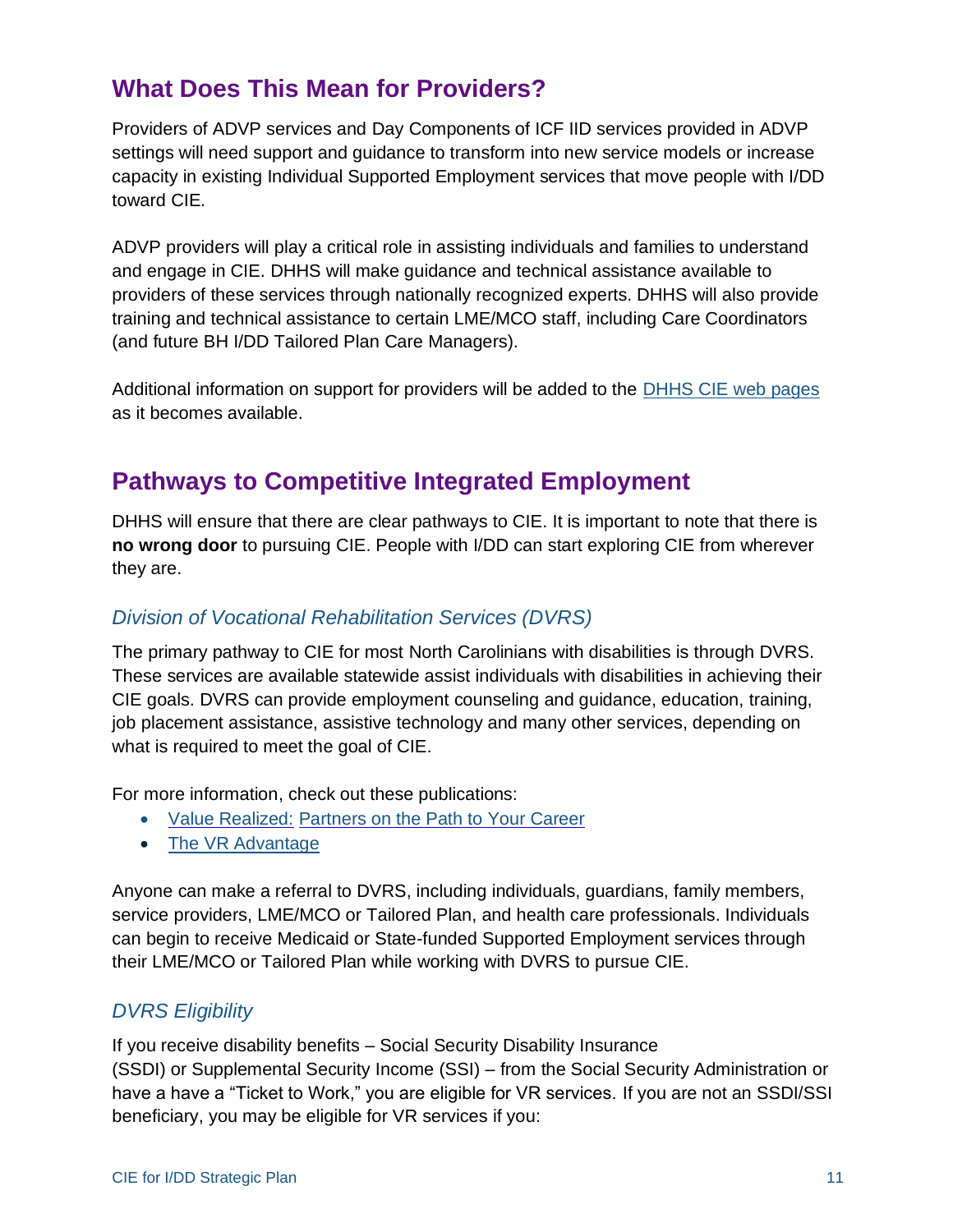## What Does This Mean for Providers?

Providers of ADVP services and Day Components of ICF IID services provided in ADVP settings will need support and guidance to transform into new service models or increase capacity in existing Individual Supported Employment services that move people with I/DD toward CIE.

ADVP providers will play a critical role in assisting individuals and families to understand and engage in CIE. DHHS will make guidance and technical assistance available to providers of these services through nationally recognized experts. DHHS will also provide training and technical assistance to certain LME/MCO staff, including Care Coordinators (and future BH I/DD Tailored Plan Care Managers).

Additional information on support for providers will be added to the [DHHS CIE web pages](#) as it becomes available.

## Pathways to Competitive Integrated Employment

DHHS will ensure that there are clear pathways to CIE. It is important to note that there is **no wrong door** to pursuing CIE. People with I/DD can start exploring CIE from wherever they are.

### *Division of Vocational Rehabilitation Services (DVRS)*

The primary pathway to CIE for most North Carolinians with disabilities is through DVRS. These services are available statewide assist individuals with disabilities in achieving their CIE goals. DVRS can provide employment counseling and guidance, education, training, job placement assistance, assistive technology and many other services, depending on what is required to meet the goal of CIE.

For more information, check out these publications:

- [Value Realized: Partners on the Path to Your Career](#)
- [The VR Advantage](#)

Anyone can make a referral to DVRS, including individuals, guardians, family members, service providers, LME/MCO or Tailored Plan, and health care professionals. Individuals can begin to receive Medicaid or State-funded Supported Employment services through their LME/MCO or Tailored Plan while working with DVRS to pursue CIE.

### *DVRS Eligibility*

If you receive disability benefits – Social Security Disability Insurance (SSDI) or Supplemental Security Income (SSI) – from the Social Security Administration or have a have a "Ticket to Work," you are eligible for VR services. If you are not an SSDI/SSI beneficiary, you may be eligible for VR services if you: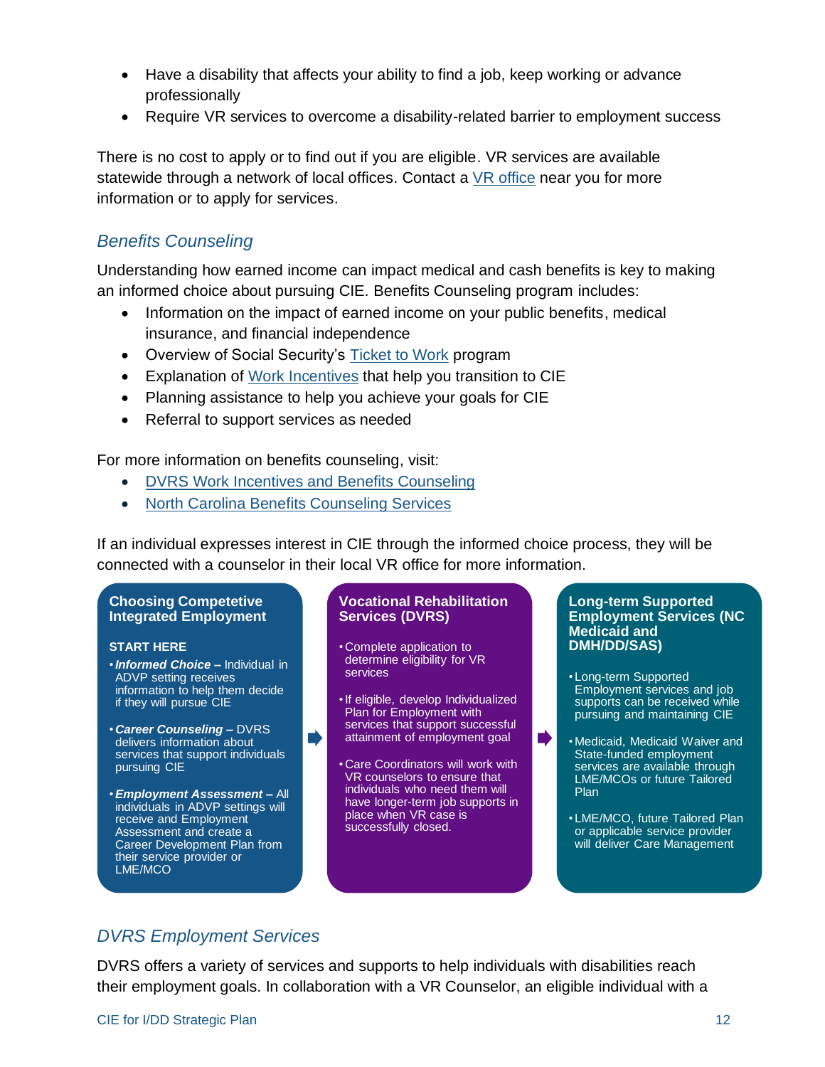- Have a disability that affects your ability to find a job, keep working or advance professionally
- Require VR services to overcome a disability-related barrier to employment success

There is no cost to apply or to find out if you are eligible. VR services are available statewide through a network of local offices. Contact a VR office near you for more information or to apply for services.

### *Benefits Counseling*

Understanding how earned income can impact medical and cash benefits is key to making an informed choice about pursuing CIE. Benefits Counseling program includes:

- Information on the impact of earned income on your public benefits, medical insurance, and financial independence
- Overview of Social Security's Ticket to Work program
- Explanation of Work Incentives that help you transition to CIE
- Planning assistance to help you achieve your goals for CIE
- Referral to support services as needed

For more information on benefits counseling, visit:

- DVRS Work Incentives and Benefits Counseling
- North Carolina Benefits Counseling Services

If an individual expresses interest in CIE through the informed choice process, they will be connected with a counselor in their local VR office for more information.

**Choosing Competetive Integrated Employment**

**START HERE**

- ***Informed Choice*** **–** Individual in ADVP setting receives information to help them decide if they will pursue CIE
- ***Career Counseling*** **–** DVRS delivers information about services that support individuals pursuing CIE
- ***Employment Assessment*** **–** All individuals in ADVP settings will receive and Employment Assessment and create a Career Development Plan from their service provider or LME/MCO

**Vocational Rehabilitation Services (DVRS)**

- Complete application to determine eligibility for VR services
- If eligible, develop Individualized Plan for Employment with services that support successful attainment of employment goal
- Care Coordinators will work with VR counselors to ensure that individuals who need them will have longer-term job supports in place when VR case is successfully closed.

**Long-term Supported Employment Services (NC Medicaid and DMH/DD/SAS)**

- Long-term Supported Employment services and job supports can be received while pursuing and maintaining CIE
- Medicaid, Medicaid Waiver and State-funded employment services are available through LME/MCOs or future Tailored Plan
- LME/MCO, future Tailored Plan or applicable service provider will deliver Care Management

### *DVRS Employment Services*

DVRS offers a variety of services and supports to help individuals with disabilities reach their employment goals. In collaboration with a VR Counselor, an eligible individual with a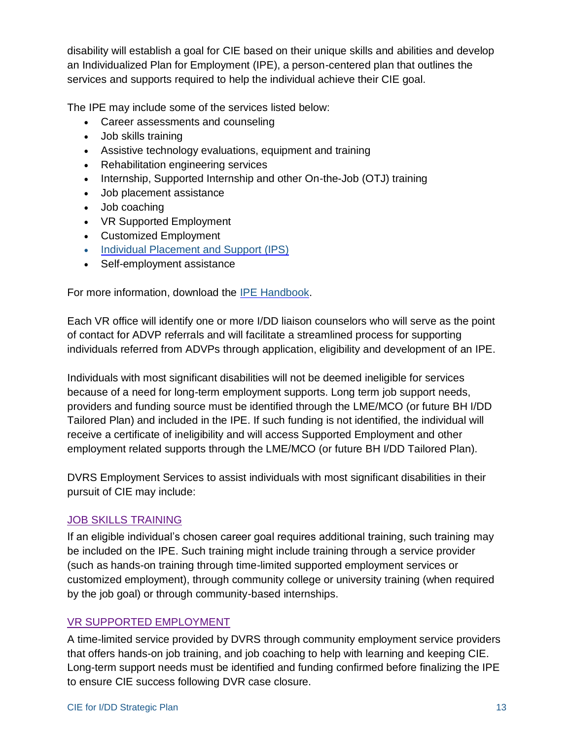disability will establish a goal for CIE based on their unique skills and abilities and develop an Individualized Plan for Employment (IPE), a person-centered plan that outlines the services and supports required to help the individual achieve their CIE goal.

The IPE may include some of the services listed below:

- Career assessments and counseling
- Job skills training
- Assistive technology evaluations, equipment and training
- Rehabilitation engineering services
- Internship, Supported Internship and other On-the-Job (OTJ) training
- Job placement assistance
- Job coaching
- VR Supported Employment
- Customized Employment
- Individual Placement and Support (IPS)
- Self-employment assistance

For more information, download the IPE Handbook.

Each VR office will identify one or more I/DD liaison counselors who will serve as the point of contact for ADVP referrals and will facilitate a streamlined process for supporting individuals referred from ADVPs through application, eligibility and development of an IPE.

Individuals with most significant disabilities will not be deemed ineligible for services because of a need for long-term employment supports. Long term job support needs, providers and funding source must be identified through the LME/MCO (or future BH I/DD Tailored Plan) and included in the IPE. If such funding is not identified, the individual will receive a certificate of ineligibility and will access Supported Employment and other employment related supports through the LME/MCO (or future BH I/DD Tailored Plan).

DVRS Employment Services to assist individuals with most significant disabilities in their pursuit of CIE may include:

### JOB SKILLS TRAINING

If an eligible individual's chosen career goal requires additional training, such training may be included on the IPE. Such training might include training through a service provider (such as hands-on training through time-limited supported employment services or customized employment), through community college or university training (when required by the job goal) or through community-based internships.

### VR SUPPORTED EMPLOYMENT

A time-limited service provided by DVRS through community employment service providers that offers hands-on job training, and job coaching to help with learning and keeping CIE. Long-term support needs must be identified and funding confirmed before finalizing the IPE to ensure CIE success following DVR case closure.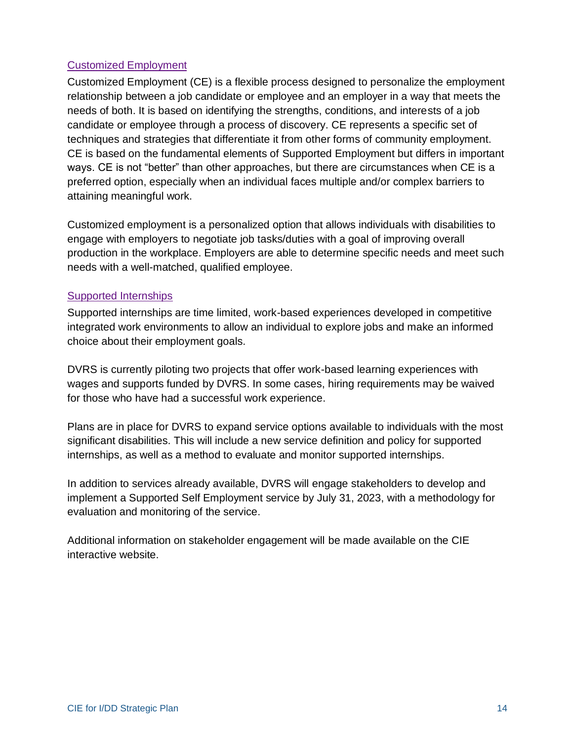### Customized Employment

Customized Employment (CE) is a flexible process designed to personalize the employment relationship between a job candidate or employee and an employer in a way that meets the needs of both. It is based on identifying the strengths, conditions, and interests of a job candidate or employee through a process of discovery. CE represents a specific set of techniques and strategies that differentiate it from other forms of community employment. CE is based on the fundamental elements of Supported Employment but differs in important ways. CE is not "better" than other approaches, but there are circumstances when CE is a preferred option, especially when an individual faces multiple and/or complex barriers to attaining meaningful work.

Customized employment is a personalized option that allows individuals with disabilities to engage with employers to negotiate job tasks/duties with a goal of improving overall production in the workplace. Employers are able to determine specific needs and meet such needs with a well-matched, qualified employee.

### Supported Internships

Supported internships are time limited, work-based experiences developed in competitive integrated work environments to allow an individual to explore jobs and make an informed choice about their employment goals.

DVRS is currently piloting two projects that offer work-based learning experiences with wages and supports funded by DVRS. In some cases, hiring requirements may be waived for those who have had a successful work experience.

Plans are in place for DVRS to expand service options available to individuals with the most significant disabilities. This will include a new service definition and policy for supported internships, as well as a method to evaluate and monitor supported internships.

In addition to services already available, DVRS will engage stakeholders to develop and implement a Supported Self Employment service by July 31, 2023, with a methodology for evaluation and monitoring of the service.

Additional information on stakeholder engagement will be made available on the CIE interactive website.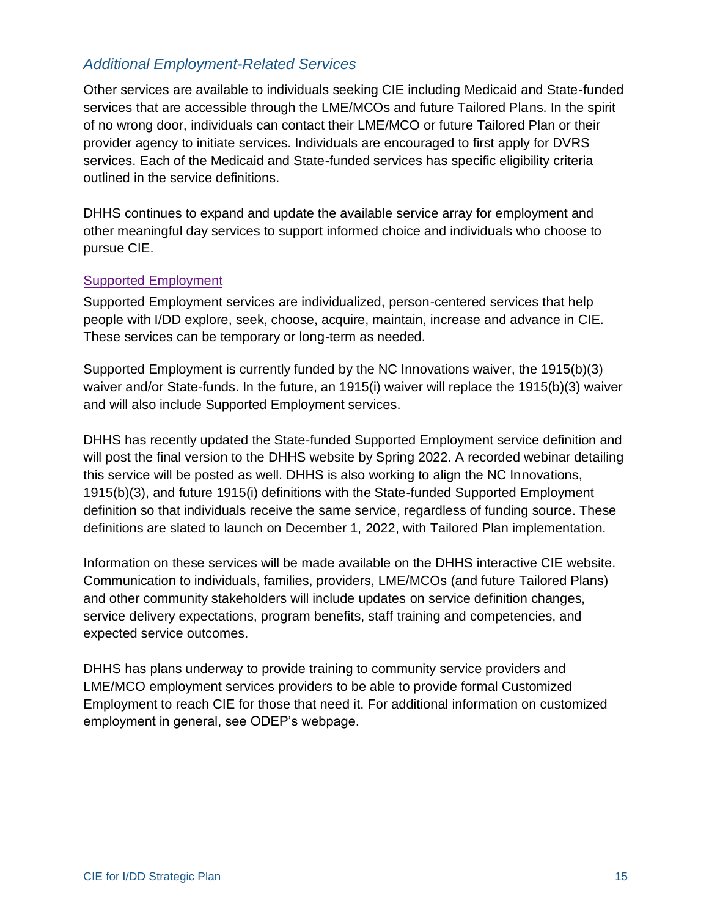## *Additional Employment-Related Services*

Other services are available to individuals seeking CIE including Medicaid and State-funded services that are accessible through the LME/MCOs and future Tailored Plans. In the spirit of no wrong door, individuals can contact their LME/MCO or future Tailored Plan or their provider agency to initiate services. Individuals are encouraged to first apply for DVRS services. Each of the Medicaid and State-funded services has specific eligibility criteria outlined in the service definitions.

DHHS continues to expand and update the available service array for employment and other meaningful day services to support informed choice and individuals who choose to pursue CIE.

### Supported Employment

Supported Employment services are individualized, person-centered services that help people with I/DD explore, seek, choose, acquire, maintain, increase and advance in CIE. These services can be temporary or long-term as needed.

Supported Employment is currently funded by the NC Innovations waiver, the 1915(b)(3) waiver and/or State-funds. In the future, an 1915(i) waiver will replace the 1915(b)(3) waiver and will also include Supported Employment services.

DHHS has recently updated the State-funded Supported Employment service definition and will post the final version to the DHHS website by Spring 2022. A recorded webinar detailing this service will be posted as well. DHHS is also working to align the NC Innovations, 1915(b)(3), and future 1915(i) definitions with the State-funded Supported Employment definition so that individuals receive the same service, regardless of funding source. These definitions are slated to launch on December 1, 2022, with Tailored Plan implementation.

Information on these services will be made available on the DHHS interactive CIE website. Communication to individuals, families, providers, LME/MCOs (and future Tailored Plans) and other community stakeholders will include updates on service definition changes, service delivery expectations, program benefits, staff training and competencies, and expected service outcomes.

DHHS has plans underway to provide training to community service providers and LME/MCO employment services providers to be able to provide formal Customized Employment to reach CIE for those that need it. For additional information on customized employment in general, see ODEP's webpage.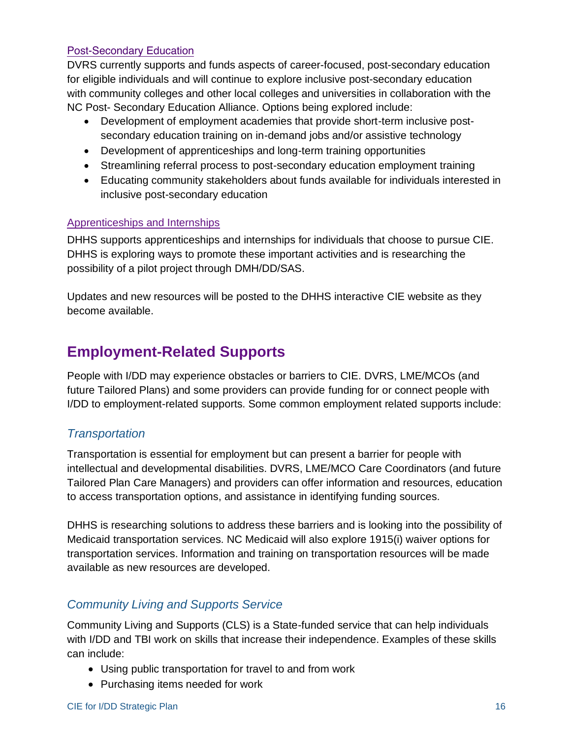### Post-Secondary Education

DVRS currently supports and funds aspects of career-focused, post-secondary education for eligible individuals and will continue to explore inclusive post-secondary education with community colleges and other local colleges and universities in collaboration with the NC Post- Secondary Education Alliance. Options being explored include:

- Development of employment academies that provide short-term inclusive post-secondary education training on in-demand jobs and/or assistive technology
- Development of apprenticeships and long-term training opportunities
- Streamlining referral process to post-secondary education employment training
- Educating community stakeholders about funds available for individuals interested in inclusive post-secondary education

### Apprenticeships and Internships

DHHS supports apprenticeships and internships for individuals that choose to pursue CIE. DHHS is exploring ways to promote these important activities and is researching the possibility of a pilot project through DMH/DD/SAS.

Updates and new resources will be posted to the DHHS interactive CIE website as they become available.

# Employment-Related Supports

People with I/DD may experience obstacles or barriers to CIE. DVRS, LME/MCOs (and future Tailored Plans) and some providers can provide funding for or connect people with I/DD to employment-related supports. Some common employment related supports include:

## *Transportation*

Transportation is essential for employment but can present a barrier for people with intellectual and developmental disabilities. DVRS, LME/MCO Care Coordinators (and future Tailored Plan Care Managers) and providers can offer information and resources, education to access transportation options, and assistance in identifying funding sources.

DHHS is researching solutions to address these barriers and is looking into the possibility of Medicaid transportation services. NC Medicaid will also explore 1915(i) waiver options for transportation services. Information and training on transportation resources will be made available as new resources are developed.

## *Community Living and Supports Service*

Community Living and Supports (CLS) is a State-funded service that can help individuals with I/DD and TBI work on skills that increase their independence. Examples of these skills can include:

- Using public transportation for travel to and from work
- Purchasing items needed for work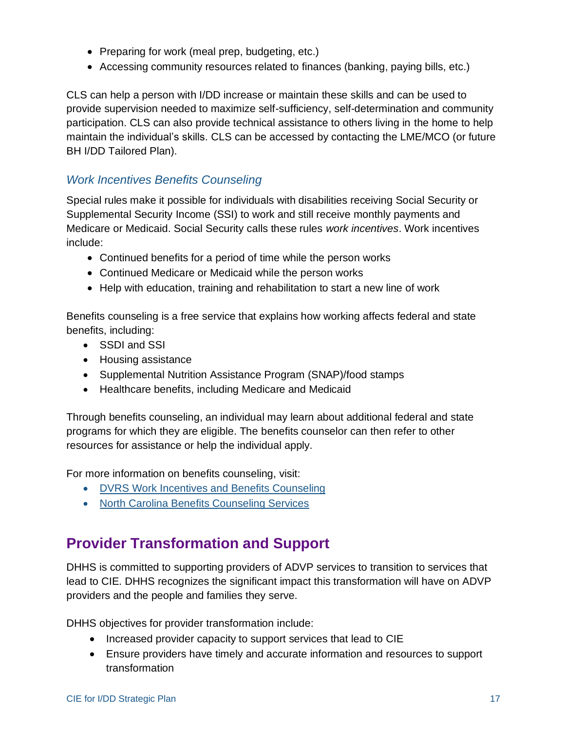- Preparing for work (meal prep, budgeting, etc.)
- Accessing community resources related to finances (banking, paying bills, etc.)

CLS can help a person with I/DD increase or maintain these skills and can be used to provide supervision needed to maximize self-sufficiency, self-determination and community participation. CLS can also provide technical assistance to others living in the home to help maintain the individual's skills. CLS can be accessed by contacting the LME/MCO (or future BH I/DD Tailored Plan).

### *Work Incentives Benefits Counseling*

Special rules make it possible for individuals with disabilities receiving Social Security or Supplemental Security Income (SSI) to work and still receive monthly payments and Medicare or Medicaid. Social Security calls these rules *work incentives*. Work incentives include:

- Continued benefits for a period of time while the person works
- Continued Medicare or Medicaid while the person works
- Help with education, training and rehabilitation to start a new line of work

Benefits counseling is a free service that explains how working affects federal and state benefits, including:

- SSDI and SSI
- Housing assistance
- Supplemental Nutrition Assistance Program (SNAP)/food stamps
- Healthcare benefits, including Medicare and Medicaid

Through benefits counseling, an individual may learn about additional federal and state programs for which they are eligible. The benefits counselor can then refer to other resources for assistance or help the individual apply.

For more information on benefits counseling, visit:

- DVRS Work Incentives and Benefits Counseling
- North Carolina Benefits Counseling Services

## Provider Transformation and Support

DHHS is committed to supporting providers of ADVP services to transition to services that lead to CIE. DHHS recognizes the significant impact this transformation will have on ADVP providers and the people and families they serve.

DHHS objectives for provider transformation include:

- Increased provider capacity to support services that lead to CIE
- Ensure providers have timely and accurate information and resources to support transformation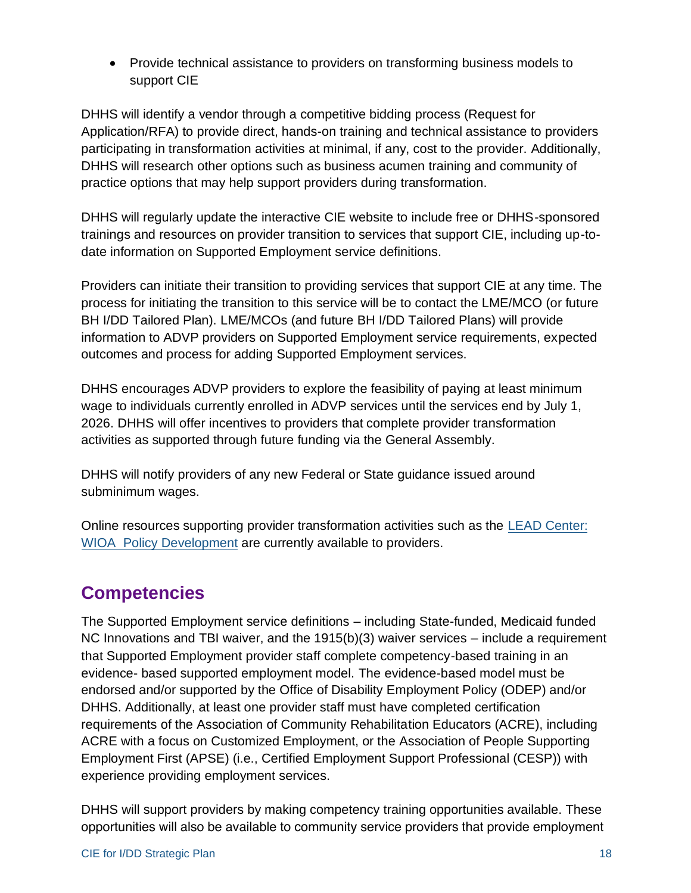- Provide technical assistance to providers on transforming business models to support CIE

DHHS will identify a vendor through a competitive bidding process (Request for Application/RFA) to provide direct, hands-on training and technical assistance to providers participating in transformation activities at minimal, if any, cost to the provider. Additionally, DHHS will research other options such as business acumen training and community of practice options that may help support providers during transformation.

DHHS will regularly update the interactive CIE website to include free or DHHS-sponsored trainings and resources on provider transition to services that support CIE, including up-to-date information on Supported Employment service definitions.

Providers can initiate their transition to providing services that support CIE at any time. The process for initiating the transition to this service will be to contact the LME/MCO (or future BH I/DD Tailored Plan). LME/MCOs (and future BH I/DD Tailored Plans) will provide information to ADVP providers on Supported Employment service requirements, expected outcomes and process for adding Supported Employment services.

DHHS encourages ADVP providers to explore the feasibility of paying at least minimum wage to individuals currently enrolled in ADVP services until the services end by July 1, 2026. DHHS will offer incentives to providers that complete provider transformation activities as supported through future funding via the General Assembly.

DHHS will notify providers of any new Federal or State guidance issued around subminimum wages.

Online resources supporting provider transformation activities such as the [LEAD Center: WIOA Policy Development] are currently available to providers.

## Competencies

The Supported Employment service definitions – including State-funded, Medicaid funded NC Innovations and TBI waiver, and the 1915(b)(3) waiver services – include a requirement that Supported Employment provider staff complete competency-based training in an evidence- based supported employment model. The evidence-based model must be endorsed and/or supported by the Office of Disability Employment Policy (ODEP) and/or DHHS. Additionally, at least one provider staff must have completed certification requirements of the Association of Community Rehabilitation Educators (ACRE), including ACRE with a focus on Customized Employment, or the Association of People Supporting Employment First (APSE) (i.e., Certified Employment Support Professional (CESP)) with experience providing employment services.

DHHS will support providers by making competency training opportunities available. These opportunities will also be available to community service providers that provide employment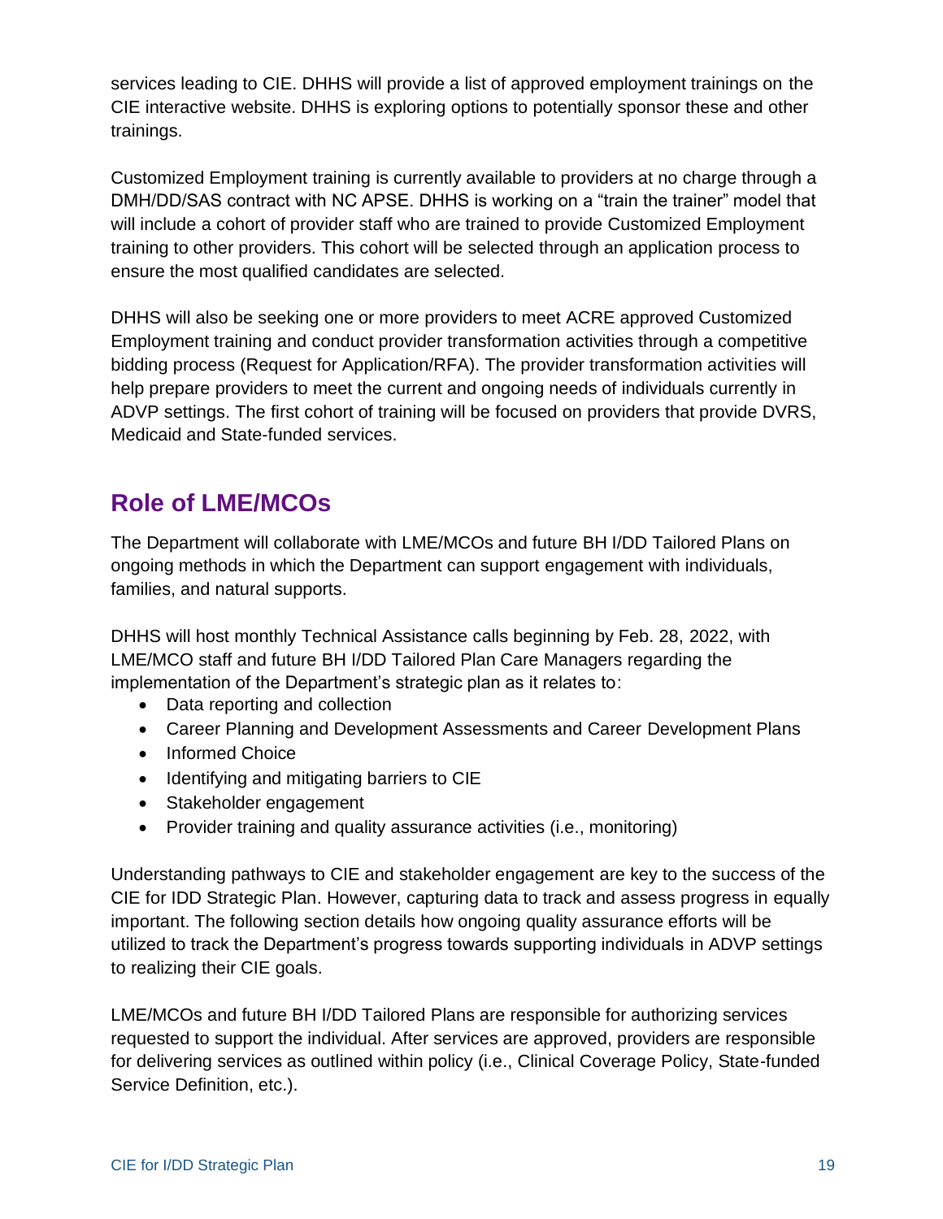services leading to CIE. DHHS will provide a list of approved employment trainings on the CIE interactive website. DHHS is exploring options to potentially sponsor these and other trainings.

Customized Employment training is currently available to providers at no charge through a DMH/DD/SAS contract with NC APSE. DHHS is working on a "train the trainer" model that will include a cohort of provider staff who are trained to provide Customized Employment training to other providers. This cohort will be selected through an application process to ensure the most qualified candidates are selected.

DHHS will also be seeking one or more providers to meet ACRE approved Customized Employment training and conduct provider transformation activities through a competitive bidding process (Request for Application/RFA). The provider transformation activities will help prepare providers to meet the current and ongoing needs of individuals currently in ADVP settings. The first cohort of training will be focused on providers that provide DVRS, Medicaid and State-funded services.

## Role of LME/MCOs

The Department will collaborate with LME/MCOs and future BH I/DD Tailored Plans on ongoing methods in which the Department can support engagement with individuals, families, and natural supports.

DHHS will host monthly Technical Assistance calls beginning by Feb. 28, 2022, with LME/MCO staff and future BH I/DD Tailored Plan Care Managers regarding the implementation of the Department's strategic plan as it relates to:

- Data reporting and collection
- Career Planning and Development Assessments and Career Development Plans
- Informed Choice
- Identifying and mitigating barriers to CIE
- Stakeholder engagement
- Provider training and quality assurance activities (i.e., monitoring)

Understanding pathways to CIE and stakeholder engagement are key to the success of the CIE for IDD Strategic Plan. However, capturing data to track and assess progress in equally important. The following section details how ongoing quality assurance efforts will be utilized to track the Department's progress towards supporting individuals in ADVP settings to realizing their CIE goals.

LME/MCOs and future BH I/DD Tailored Plans are responsible for authorizing services requested to support the individual. After services are approved, providers are responsible for delivering services as outlined within policy (i.e., Clinical Coverage Policy, State-funded Service Definition, etc.).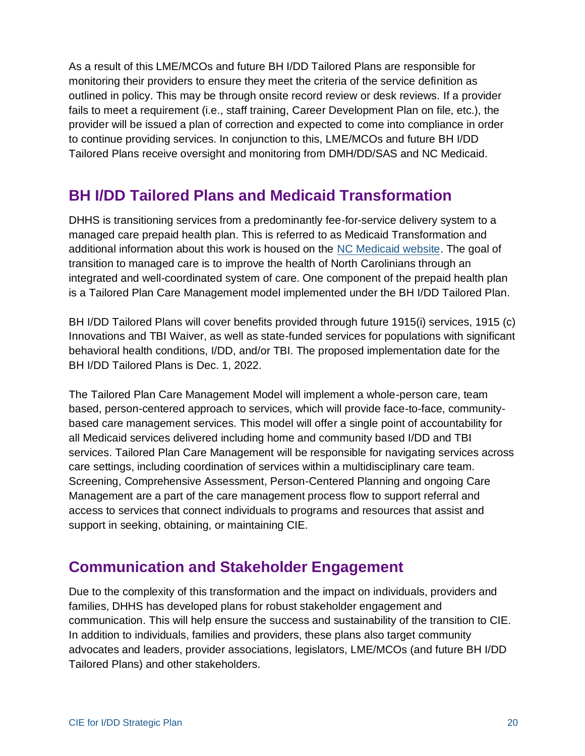As a result of this LME/MCOs and future BH I/DD Tailored Plans are responsible for monitoring their providers to ensure they meet the criteria of the service definition as outlined in policy. This may be through onsite record review or desk reviews. If a provider fails to meet a requirement (i.e., staff training, Career Development Plan on file, etc.), the provider will be issued a plan of correction and expected to come into compliance in order to continue providing services. In conjunction to this, LME/MCOs and future BH I/DD Tailored Plans receive oversight and monitoring from DMH/DD/SAS and NC Medicaid.

## BH I/DD Tailored Plans and Medicaid Transformation

DHHS is transitioning services from a predominantly fee-for-service delivery system to a managed care prepaid health plan. This is referred to as Medicaid Transformation and additional information about this work is housed on the NC Medicaid website. The goal of transition to managed care is to improve the health of North Carolinians through an integrated and well-coordinated system of care. One component of the prepaid health plan is a Tailored Plan Care Management model implemented under the BH I/DD Tailored Plan.

BH I/DD Tailored Plans will cover benefits provided through future 1915(i) services, 1915 (c) Innovations and TBI Waiver, as well as state-funded services for populations with significant behavioral health conditions, I/DD, and/or TBI. The proposed implementation date for the BH I/DD Tailored Plans is Dec. 1, 2022.

The Tailored Plan Care Management Model will implement a whole-person care, team based, person-centered approach to services, which will provide face-to-face, community-based care management services. This model will offer a single point of accountability for all Medicaid services delivered including home and community based I/DD and TBI services. Tailored Plan Care Management will be responsible for navigating services across care settings, including coordination of services within a multidisciplinary care team. Screening, Comprehensive Assessment, Person-Centered Planning and ongoing Care Management are a part of the care management process flow to support referral and access to services that connect individuals to programs and resources that assist and support in seeking, obtaining, or maintaining CIE.

## Communication and Stakeholder Engagement

Due to the complexity of this transformation and the impact on individuals, providers and families, DHHS has developed plans for robust stakeholder engagement and communication. This will help ensure the success and sustainability of the transition to CIE. In addition to individuals, families and providers, these plans also target community advocates and leaders, provider associations, legislators, LME/MCOs (and future BH I/DD Tailored Plans) and other stakeholders.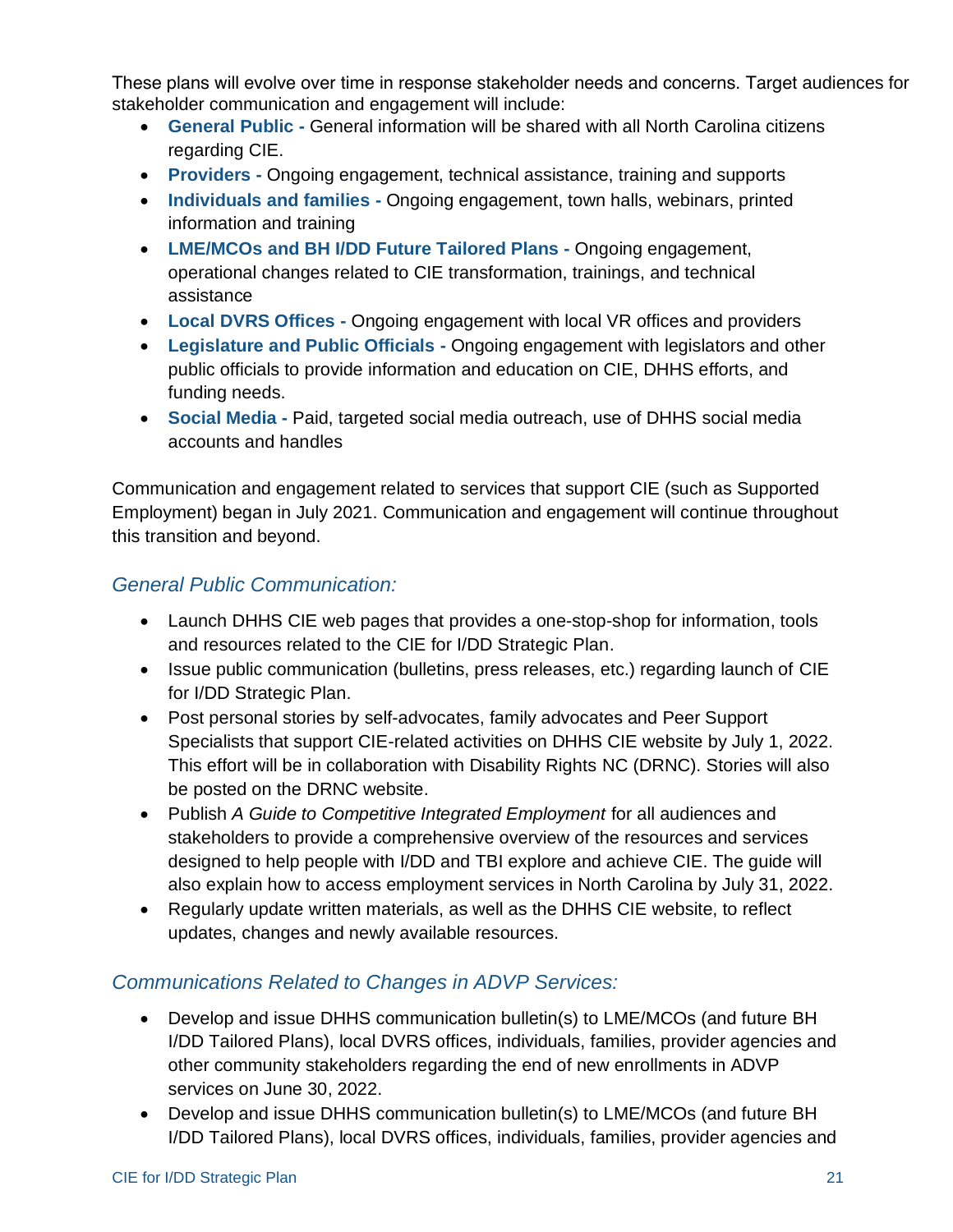These plans will evolve over time in response stakeholder needs and concerns. Target audiences for stakeholder communication and engagement will include:

- **General Public -** General information will be shared with all North Carolina citizens regarding CIE.
- **Providers -** Ongoing engagement, technical assistance, training and supports
- **Individuals and families -** Ongoing engagement, town halls, webinars, printed information and training
- **LME/MCOs and BH I/DD Future Tailored Plans -** Ongoing engagement, operational changes related to CIE transformation, trainings, and technical assistance
- **Local DVRS Offices -** Ongoing engagement with local VR offices and providers
- **Legislature and Public Officials -** Ongoing engagement with legislators and other public officials to provide information and education on CIE, DHHS efforts, and funding needs.
- **Social Media -** Paid, targeted social media outreach, use of DHHS social media accounts and handles

Communication and engagement related to services that support CIE (such as Supported Employment) began in July 2021. Communication and engagement will continue throughout this transition and beyond.

### *General Public Communication:*

- Launch DHHS CIE web pages that provides a one-stop-shop for information, tools and resources related to the CIE for I/DD Strategic Plan.
- Issue public communication (bulletins, press releases, etc.) regarding launch of CIE for I/DD Strategic Plan.
- Post personal stories by self-advocates, family advocates and Peer Support Specialists that support CIE-related activities on DHHS CIE website by July 1, 2022. This effort will be in collaboration with Disability Rights NC (DRNC). Stories will also be posted on the DRNC website.
- Publish *A Guide to Competitive Integrated Employment* for all audiences and stakeholders to provide a comprehensive overview of the resources and services designed to help people with I/DD and TBI explore and achieve CIE. The guide will also explain how to access employment services in North Carolina by July 31, 2022.
- Regularly update written materials, as well as the DHHS CIE website, to reflect updates, changes and newly available resources.

### *Communications Related to Changes in ADVP Services:*

- Develop and issue DHHS communication bulletin(s) to LME/MCOs (and future BH I/DD Tailored Plans), local DVRS offices, individuals, families, provider agencies and other community stakeholders regarding the end of new enrollments in ADVP services on June 30, 2022.
- Develop and issue DHHS communication bulletin(s) to LME/MCOs (and future BH I/DD Tailored Plans), local DVRS offices, individuals, families, provider agencies and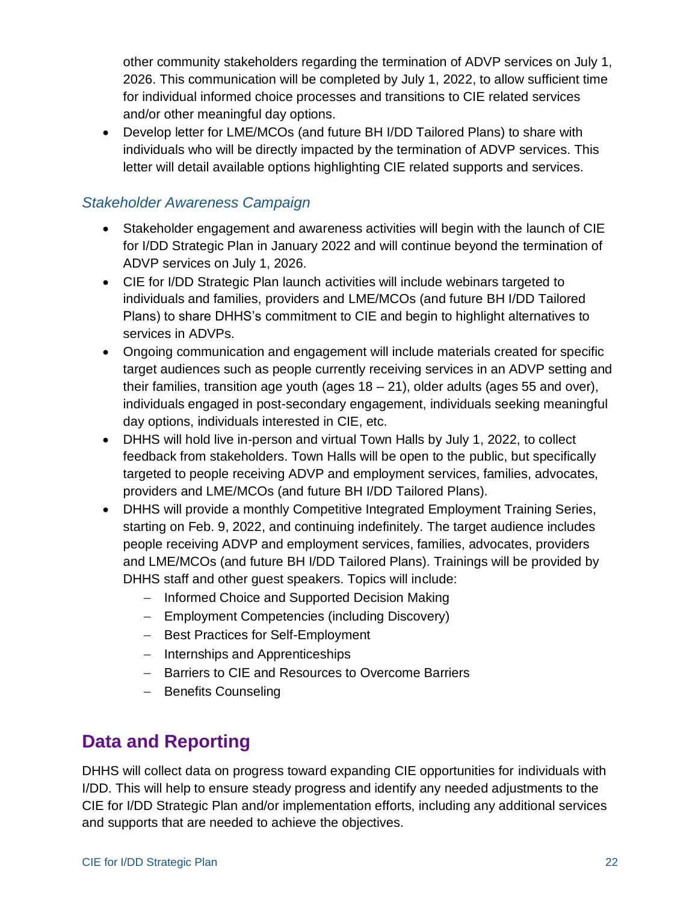other community stakeholders regarding the termination of ADVP services on July 1, 2026. This communication will be completed by July 1, 2022, to allow sufficient time for individual informed choice processes and transitions to CIE related services and/or other meaningful day options.

- Develop letter for LME/MCOs (and future BH I/DD Tailored Plans) to share with individuals who will be directly impacted by the termination of ADVP services. This letter will detail available options highlighting CIE related supports and services.

### *Stakeholder Awareness Campaign*

- Stakeholder engagement and awareness activities will begin with the launch of CIE for I/DD Strategic Plan in January 2022 and will continue beyond the termination of ADVP services on July 1, 2026.
- CIE for I/DD Strategic Plan launch activities will include webinars targeted to individuals and families, providers and LME/MCOs (and future BH I/DD Tailored Plans) to share DHHS's commitment to CIE and begin to highlight alternatives to services in ADVPs.
- Ongoing communication and engagement will include materials created for specific target audiences such as people currently receiving services in an ADVP setting and their families, transition age youth (ages 18 – 21), older adults (ages 55 and over), individuals engaged in post-secondary engagement, individuals seeking meaningful day options, individuals interested in CIE, etc.
- DHHS will hold live in-person and virtual Town Halls by July 1, 2022, to collect feedback from stakeholders. Town Halls will be open to the public, but specifically targeted to people receiving ADVP and employment services, families, advocates, providers and LME/MCOs (and future BH I/DD Tailored Plans).
- DHHS will provide a monthly Competitive Integrated Employment Training Series, starting on Feb. 9, 2022, and continuing indefinitely. The target audience includes people receiving ADVP and employment services, families, advocates, providers and LME/MCOs (and future BH I/DD Tailored Plans). Trainings will be provided by DHHS staff and other guest speakers. Topics will include:
  - Informed Choice and Supported Decision Making
  - Employment Competencies (including Discovery)
  - Best Practices for Self-Employment
  - Internships and Apprenticeships
  - Barriers to CIE and Resources to Overcome Barriers
  - Benefits Counseling

## Data and Reporting

DHHS will collect data on progress toward expanding CIE opportunities for individuals with I/DD. This will help to ensure steady progress and identify any needed adjustments to the CIE for I/DD Strategic Plan and/or implementation efforts, including any additional services and supports that are needed to achieve the objectives.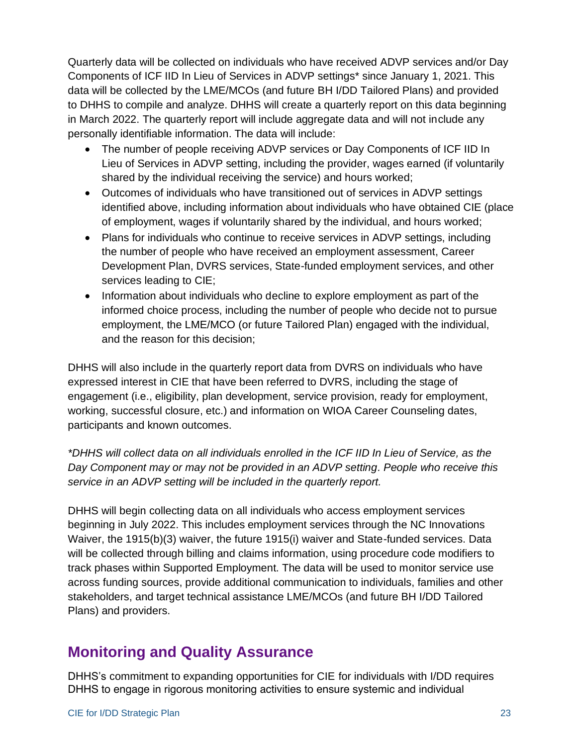Quarterly data will be collected on individuals who have received ADVP services and/or Day Components of ICF IID In Lieu of Services in ADVP settings* since January 1, 2021. This data will be collected by the LME/MCOs (and future BH I/DD Tailored Plans) and provided to DHHS to compile and analyze. DHHS will create a quarterly report on this data beginning in March 2022. The quarterly report will include aggregate data and will not include any personally identifiable information. The data will include:

- The number of people receiving ADVP services or Day Components of ICF IID In Lieu of Services in ADVP setting, including the provider, wages earned (if voluntarily shared by the individual receiving the service) and hours worked;
- Outcomes of individuals who have transitioned out of services in ADVP settings identified above, including information about individuals who have obtained CIE (place of employment, wages if voluntarily shared by the individual, and hours worked;
- Plans for individuals who continue to receive services in ADVP settings, including the number of people who have received an employment assessment, Career Development Plan, DVRS services, State-funded employment services, and other services leading to CIE;
- Information about individuals who decline to explore employment as part of the informed choice process, including the number of people who decide not to pursue employment, the LME/MCO (or future Tailored Plan) engaged with the individual, and the reason for this decision;

DHHS will also include in the quarterly report data from DVRS on individuals who have expressed interest in CIE that have been referred to DVRS, including the stage of engagement (i.e., eligibility, plan development, service provision, ready for employment, working, successful closure, etc.) and information on WIOA Career Counseling dates, participants and known outcomes.

*\*DHHS will collect data on all individuals enrolled in the ICF IID In Lieu of Service, as the Day Component may or may not be provided in an ADVP setting. People who receive this service in an ADVP setting will be included in the quarterly report.*

DHHS will begin collecting data on all individuals who access employment services beginning in July 2022. This includes employment services through the NC Innovations Waiver, the 1915(b)(3) waiver, the future 1915(i) waiver and State-funded services. Data will be collected through billing and claims information, using procedure code modifiers to track phases within Supported Employment. The data will be used to monitor service use across funding sources, provide additional communication to individuals, families and other stakeholders, and target technical assistance LME/MCOs (and future BH I/DD Tailored Plans) and providers.

## Monitoring and Quality Assurance

DHHS's commitment to expanding opportunities for CIE for individuals with I/DD requires DHHS to engage in rigorous monitoring activities to ensure systemic and individual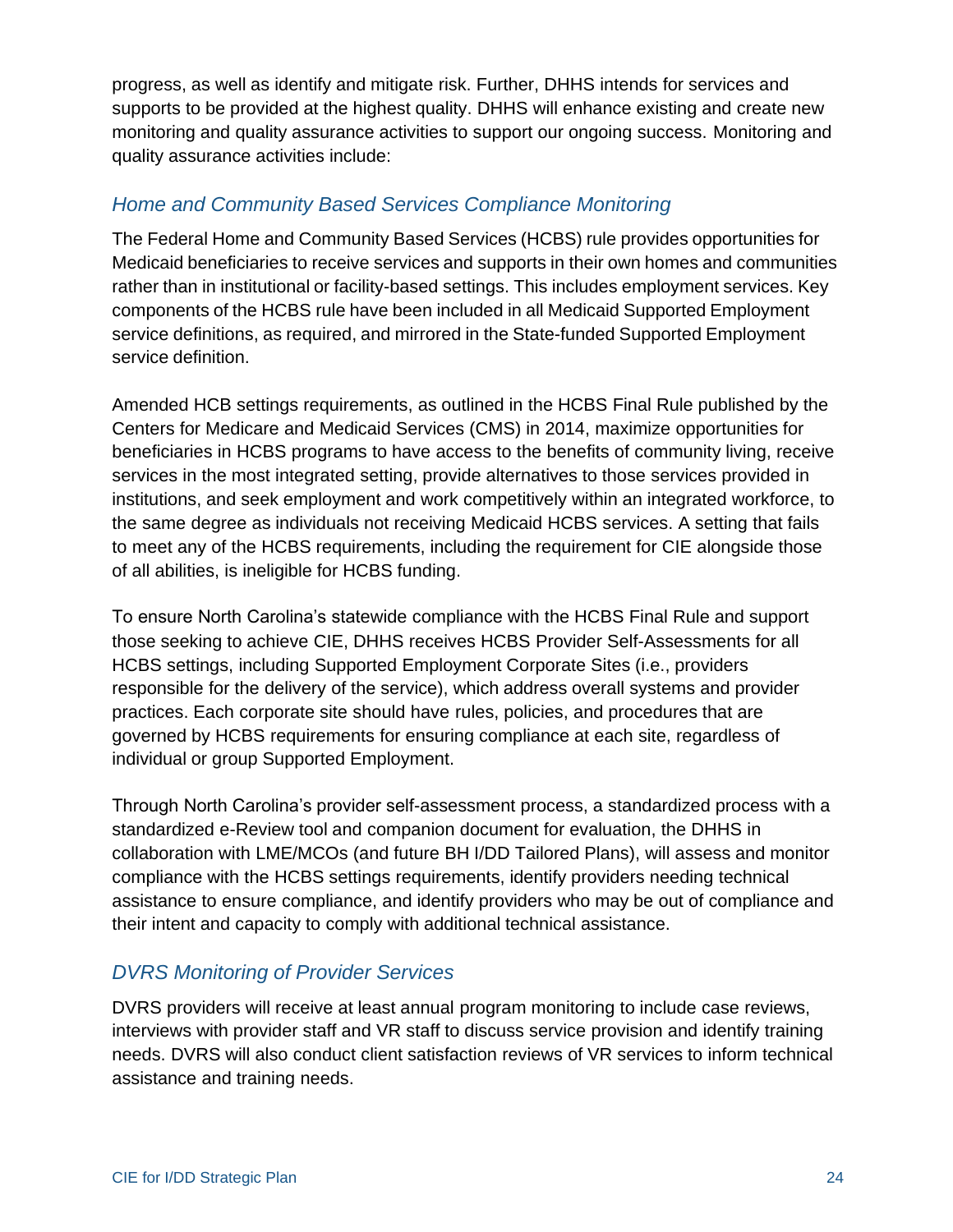progress, as well as identify and mitigate risk. Further, DHHS intends for services and supports to be provided at the highest quality. DHHS will enhance existing and create new monitoring and quality assurance activities to support our ongoing success. Monitoring and quality assurance activities include:

### *Home and Community Based Services Compliance Monitoring*

The Federal Home and Community Based Services (HCBS) rule provides opportunities for Medicaid beneficiaries to receive services and supports in their own homes and communities rather than in institutional or facility-based settings. This includes employment services. Key components of the HCBS rule have been included in all Medicaid Supported Employment service definitions, as required, and mirrored in the State-funded Supported Employment service definition.

Amended HCB settings requirements, as outlined in the HCBS Final Rule published by the Centers for Medicare and Medicaid Services (CMS) in 2014, maximize opportunities for beneficiaries in HCBS programs to have access to the benefits of community living, receive services in the most integrated setting, provide alternatives to those services provided in institutions, and seek employment and work competitively within an integrated workforce, to the same degree as individuals not receiving Medicaid HCBS services. A setting that fails to meet any of the HCBS requirements, including the requirement for CIE alongside those of all abilities, is ineligible for HCBS funding.

To ensure North Carolina's statewide compliance with the HCBS Final Rule and support those seeking to achieve CIE, DHHS receives HCBS Provider Self-Assessments for all HCBS settings, including Supported Employment Corporate Sites (i.e., providers responsible for the delivery of the service), which address overall systems and provider practices. Each corporate site should have rules, policies, and procedures that are governed by HCBS requirements for ensuring compliance at each site, regardless of individual or group Supported Employment.

Through North Carolina's provider self-assessment process, a standardized process with a standardized e-Review tool and companion document for evaluation, the DHHS in collaboration with LME/MCOs (and future BH I/DD Tailored Plans), will assess and monitor compliance with the HCBS settings requirements, identify providers needing technical assistance to ensure compliance, and identify providers who may be out of compliance and their intent and capacity to comply with additional technical assistance.

### *DVRS Monitoring of Provider Services*

DVRS providers will receive at least annual program monitoring to include case reviews, interviews with provider staff and VR staff to discuss service provision and identify training needs. DVRS will also conduct client satisfaction reviews of VR services to inform technical assistance and training needs.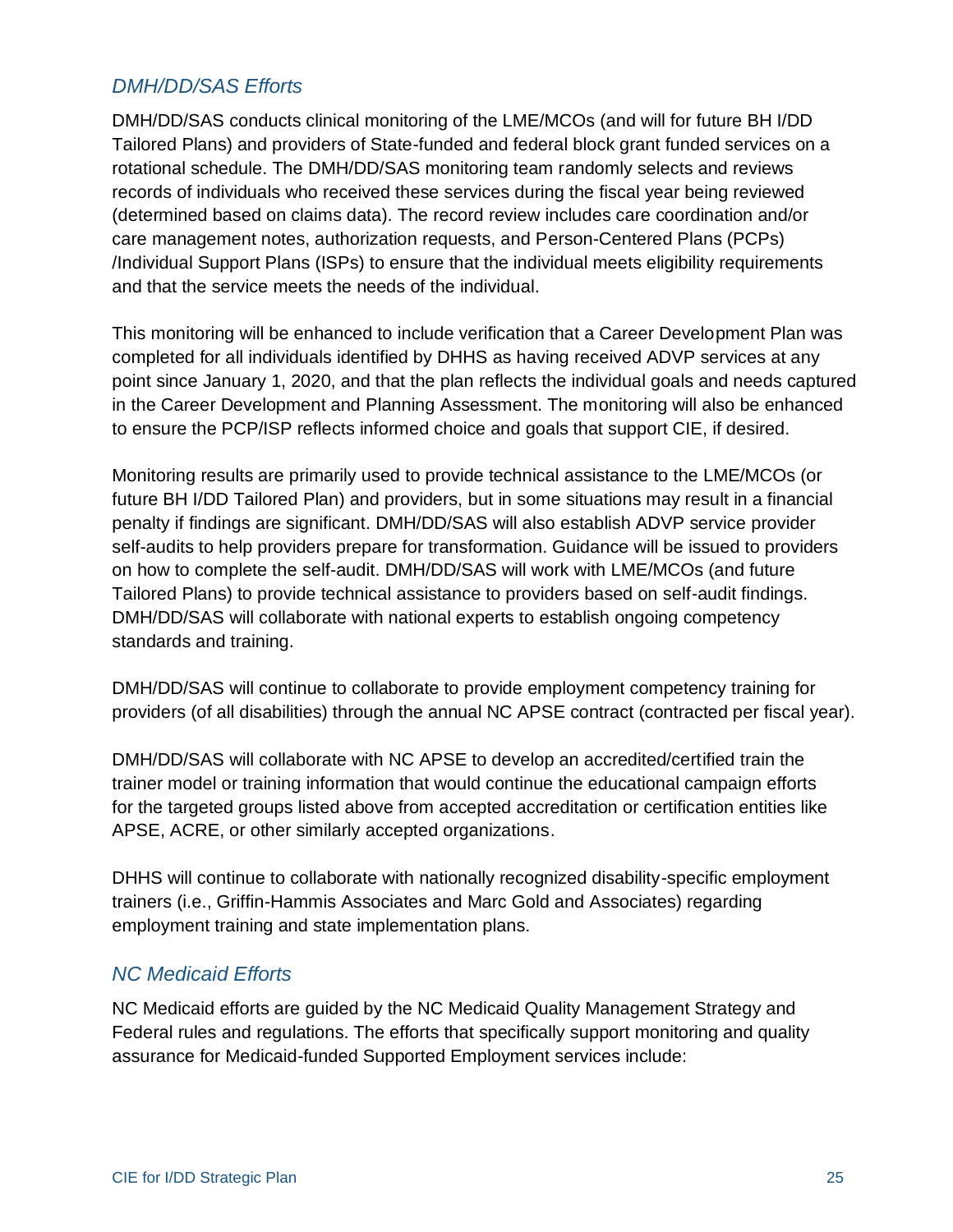### *DMH/DD/SAS Efforts*

DMH/DD/SAS conducts clinical monitoring of the LME/MCOs (and will for future BH I/DD Tailored Plans) and providers of State-funded and federal block grant funded services on a rotational schedule. The DMH/DD/SAS monitoring team randomly selects and reviews records of individuals who received these services during the fiscal year being reviewed (determined based on claims data). The record review includes care coordination and/or care management notes, authorization requests, and Person-Centered Plans (PCPs) /Individual Support Plans (ISPs) to ensure that the individual meets eligibility requirements and that the service meets the needs of the individual.

This monitoring will be enhanced to include verification that a Career Development Plan was completed for all individuals identified by DHHS as having received ADVP services at any point since January 1, 2020, and that the plan reflects the individual goals and needs captured in the Career Development and Planning Assessment. The monitoring will also be enhanced to ensure the PCP/ISP reflects informed choice and goals that support CIE, if desired.

Monitoring results are primarily used to provide technical assistance to the LME/MCOs (or future BH I/DD Tailored Plan) and providers, but in some situations may result in a financial penalty if findings are significant. DMH/DD/SAS will also establish ADVP service provider self-audits to help providers prepare for transformation. Guidance will be issued to providers on how to complete the self-audit. DMH/DD/SAS will work with LME/MCOs (and future Tailored Plans) to provide technical assistance to providers based on self-audit findings. DMH/DD/SAS will collaborate with national experts to establish ongoing competency standards and training.

DMH/DD/SAS will continue to collaborate to provide employment competency training for providers (of all disabilities) through the annual NC APSE contract (contracted per fiscal year).

DMH/DD/SAS will collaborate with NC APSE to develop an accredited/certified train the trainer model or training information that would continue the educational campaign efforts for the targeted groups listed above from accepted accreditation or certification entities like APSE, ACRE, or other similarly accepted organizations.

DHHS will continue to collaborate with nationally recognized disability-specific employment trainers (i.e., Griffin-Hammis Associates and Marc Gold and Associates) regarding employment training and state implementation plans.

### *NC Medicaid Efforts*

NC Medicaid efforts are guided by the NC Medicaid Quality Management Strategy and Federal rules and regulations. The efforts that specifically support monitoring and quality assurance for Medicaid-funded Supported Employment services include: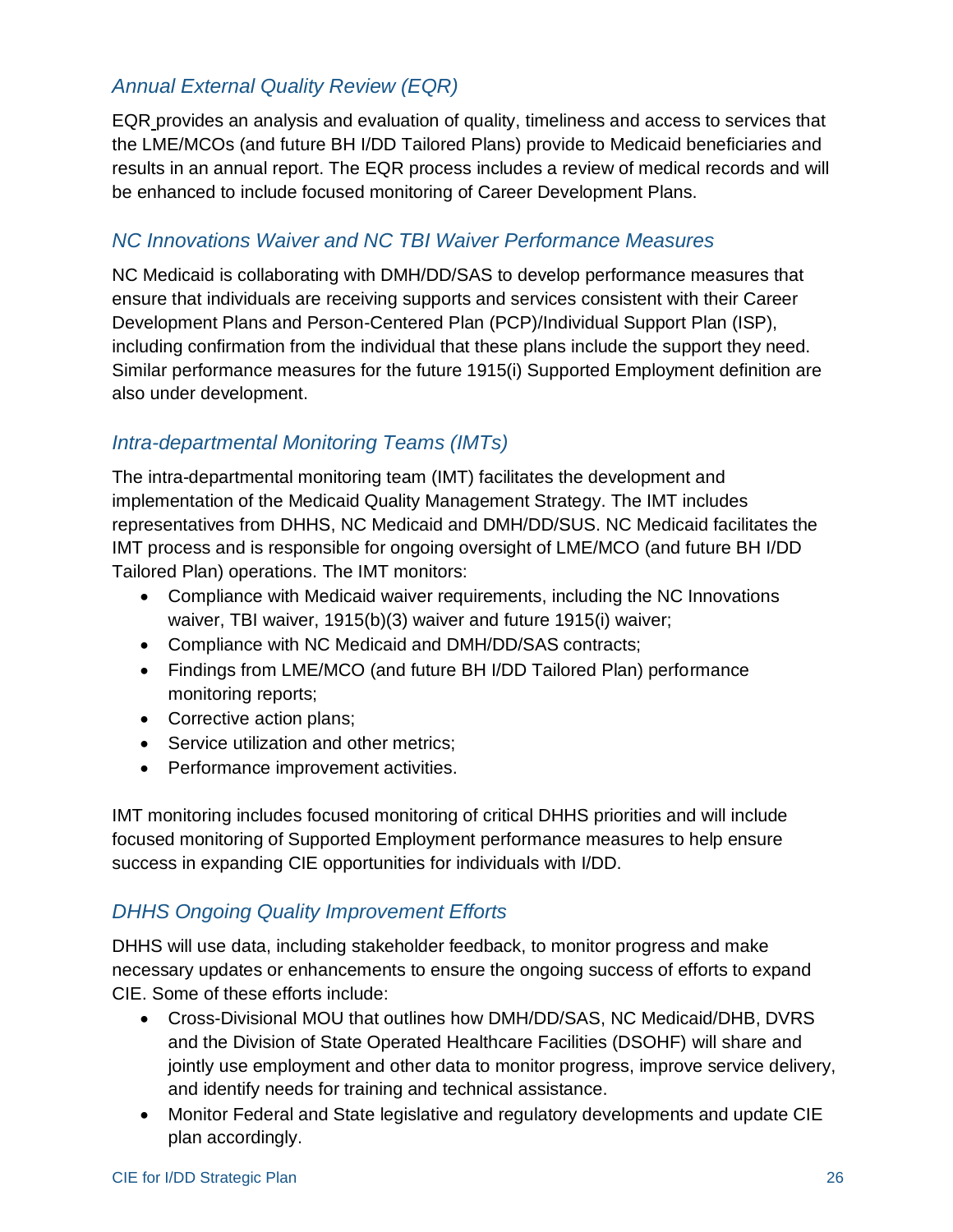### *Annual External Quality Review (EQR)*

EQR provides an analysis and evaluation of quality, timeliness and access to services that the LME/MCOs (and future BH I/DD Tailored Plans) provide to Medicaid beneficiaries and results in an annual report. The EQR process includes a review of medical records and will be enhanced to include focused monitoring of Career Development Plans.

### *NC Innovations Waiver and NC TBI Waiver Performance Measures*

NC Medicaid is collaborating with DMH/DD/SAS to develop performance measures that ensure that individuals are receiving supports and services consistent with their Career Development Plans and Person-Centered Plan (PCP)/Individual Support Plan (ISP), including confirmation from the individual that these plans include the support they need. Similar performance measures for the future 1915(i) Supported Employment definition are also under development.

### *Intra-departmental Monitoring Teams (IMTs)*

The intra-departmental monitoring team (IMT) facilitates the development and implementation of the Medicaid Quality Management Strategy. The IMT includes representatives from DHHS, NC Medicaid and DMH/DD/SUS. NC Medicaid facilitates the IMT process and is responsible for ongoing oversight of LME/MCO (and future BH I/DD Tailored Plan) operations. The IMT monitors:

- Compliance with Medicaid waiver requirements, including the NC Innovations waiver, TBI waiver, 1915(b)(3) waiver and future 1915(i) waiver;
- Compliance with NC Medicaid and DMH/DD/SAS contracts;
- Findings from LME/MCO (and future BH I/DD Tailored Plan) performance monitoring reports;
- Corrective action plans;
- Service utilization and other metrics;
- Performance improvement activities.

IMT monitoring includes focused monitoring of critical DHHS priorities and will include focused monitoring of Supported Employment performance measures to help ensure success in expanding CIE opportunities for individuals with I/DD.

### *DHHS Ongoing Quality Improvement Efforts*

DHHS will use data, including stakeholder feedback, to monitor progress and make necessary updates or enhancements to ensure the ongoing success of efforts to expand CIE. Some of these efforts include:

- Cross-Divisional MOU that outlines how DMH/DD/SAS, NC Medicaid/DHB, DVRS and the Division of State Operated Healthcare Facilities (DSOHF) will share and jointly use employment and other data to monitor progress, improve service delivery, and identify needs for training and technical assistance.
- Monitor Federal and State legislative and regulatory developments and update CIE plan accordingly.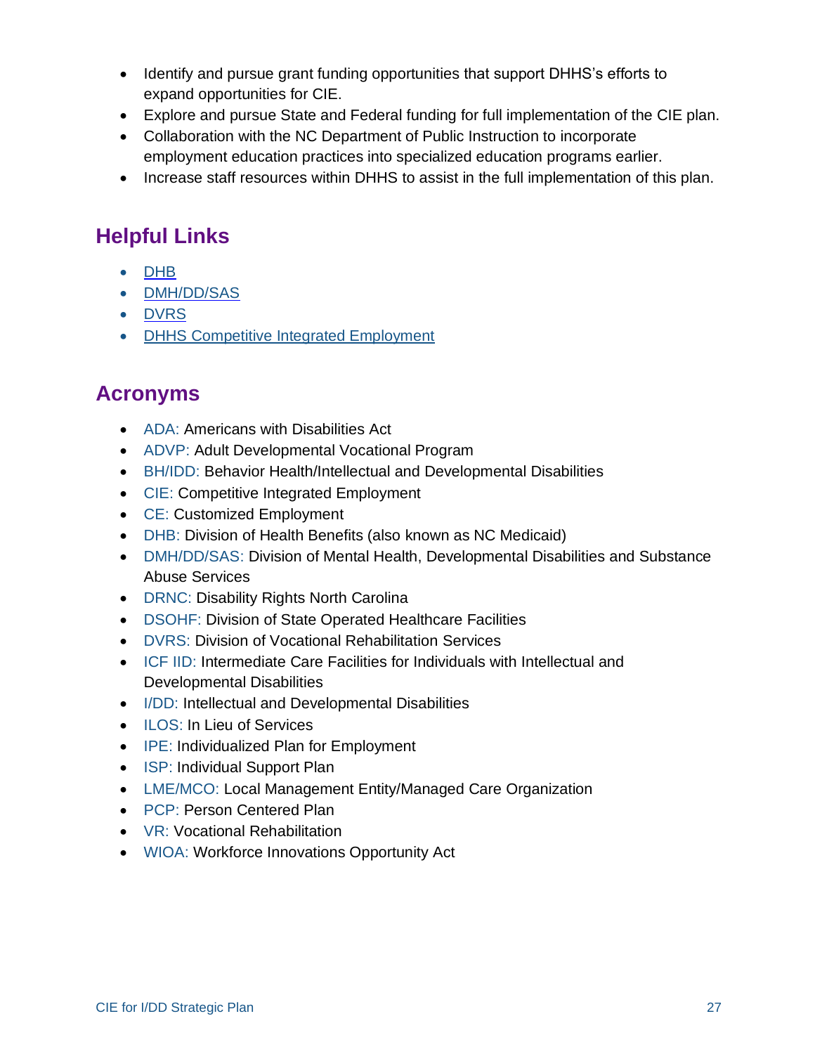- Identify and pursue grant funding opportunities that support DHHS's efforts to expand opportunities for CIE.
- Explore and pursue State and Federal funding for full implementation of the CIE plan.
- Collaboration with the NC Department of Public Instruction to incorporate employment education practices into specialized education programs earlier.
- Increase staff resources within DHHS to assist in the full implementation of this plan.

## Helpful Links

- DHB
- DMH/DD/SAS
- DVRS
- DHHS Competitive Integrated Employment

## Acronyms

- ADA: Americans with Disabilities Act
- ADVP: Adult Developmental Vocational Program
- BH/IDD: Behavior Health/Intellectual and Developmental Disabilities
- CIE: Competitive Integrated Employment
- CE: Customized Employment
- DHB: Division of Health Benefits (also known as NC Medicaid)
- DMH/DD/SAS: Division of Mental Health, Developmental Disabilities and Substance Abuse Services
- DRNC: Disability Rights North Carolina
- DSOHF: Division of State Operated Healthcare Facilities
- DVRS: Division of Vocational Rehabilitation Services
- ICF IID: Intermediate Care Facilities for Individuals with Intellectual and Developmental Disabilities
- I/DD: Intellectual and Developmental Disabilities
- ILOS: In Lieu of Services
- IPE: Individualized Plan for Employment
- ISP: Individual Support Plan
- LME/MCO: Local Management Entity/Managed Care Organization
- PCP: Person Centered Plan
- VR: Vocational Rehabilitation
- WIOA: Workforce Innovations Opportunity Act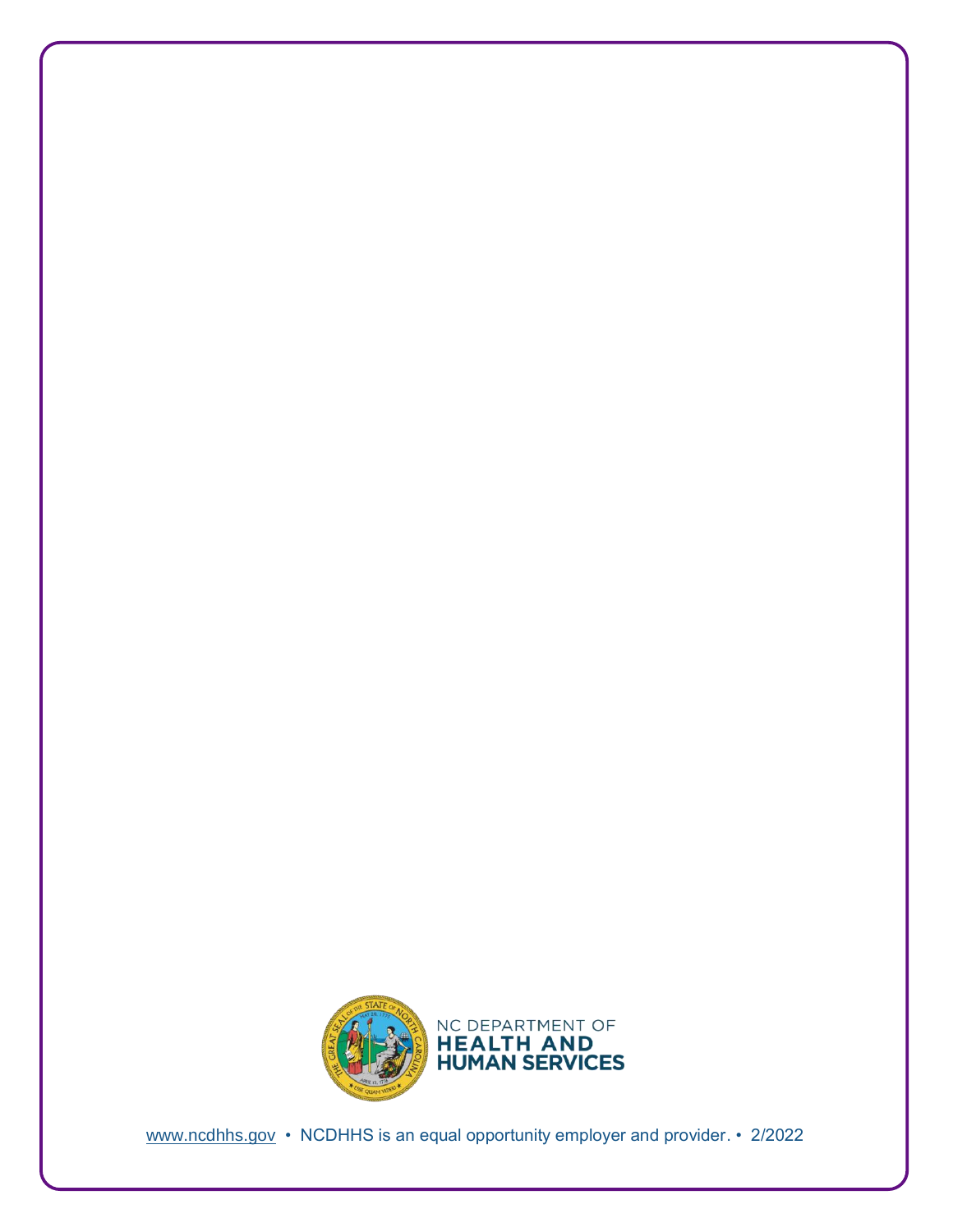NC DEPARTMENT OF
**HEALTH AND**
**HUMAN SERVICES**

www.ncdhhs.gov • NCDHHS is an equal opportunity employer and provider. • 2/2022